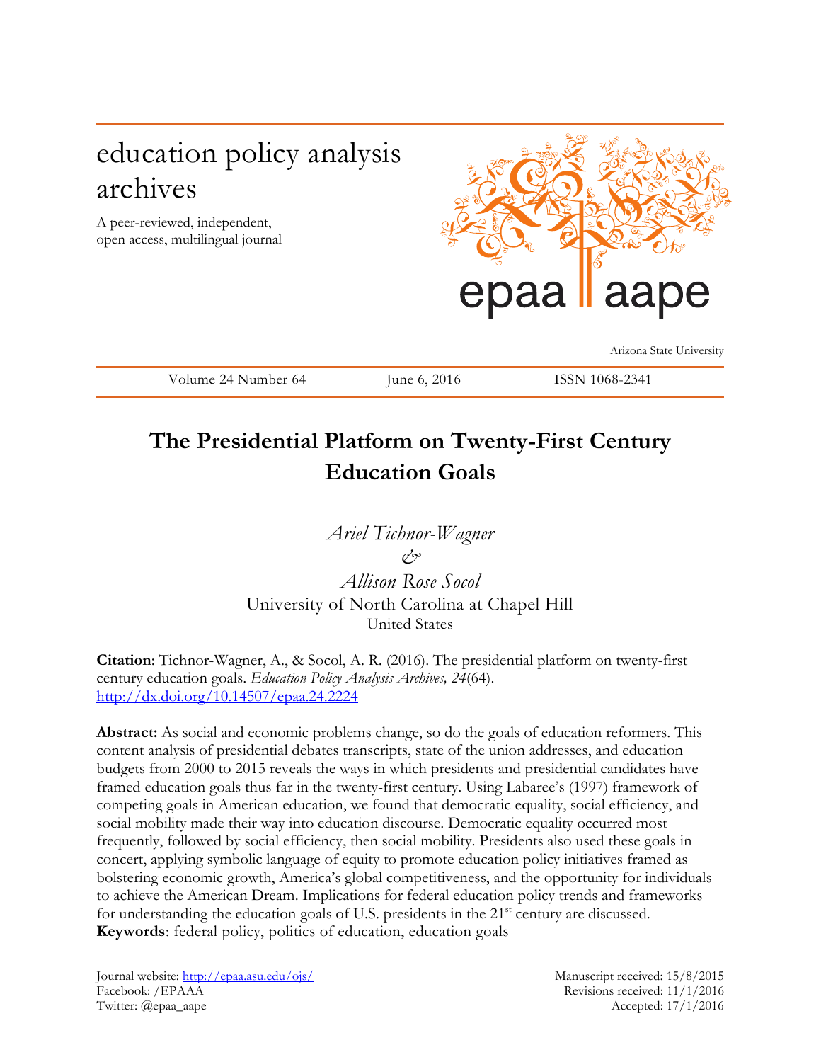education policy analysis archives

A peer-reviewed, independent, open access, multilingual journal

Arizona State University

Volume 24 Number 64 | June 6, 2016 | ISSN 1068-2341

# The Presidential Platform on Twenty-First Century Education Goals

*Ariel Tichnor-Wagner*
*&*
*Allison Rose Socol*
University of North Carolina at Chapel Hill
United States

**Citation**: Tichnor-Wagner, A., & Socol, A. R. (2016). The presidential platform on twenty-first century education goals. *Education Policy Analysis Archives, 24*(64). http://dx.doi.org/10.14507/epaa.24.2224

**Abstract:** As social and economic problems change, so do the goals of education reformers. This content analysis of presidential debates transcripts, state of the union addresses, and education budgets from 2000 to 2015 reveals the ways in which presidents and presidential candidates have framed education goals thus far in the twenty-first century. Using Labaree's (1997) framework of competing goals in American education, we found that democratic equality, social efficiency, and social mobility made their way into education discourse. Democratic equality occurred most frequently, followed by social efficiency, then social mobility. Presidents also used these goals in concert, applying symbolic language of equity to promote education policy initiatives framed as bolstering economic growth, America's global competitiveness, and the opportunity for individuals to achieve the American Dream. Implications for federal education policy trends and frameworks for understanding the education goals of U.S. presidents in the 21st century are discussed.
**Keywords**: federal policy, politics of education, education goals

Journal website: http://epaa.asu.edu/ojs/
Facebook: /EPAAA
Twitter: @epaa_aape

Manuscript received: 15/8/2015
Revisions received: 11/1/2016
Accepted: 17/1/2016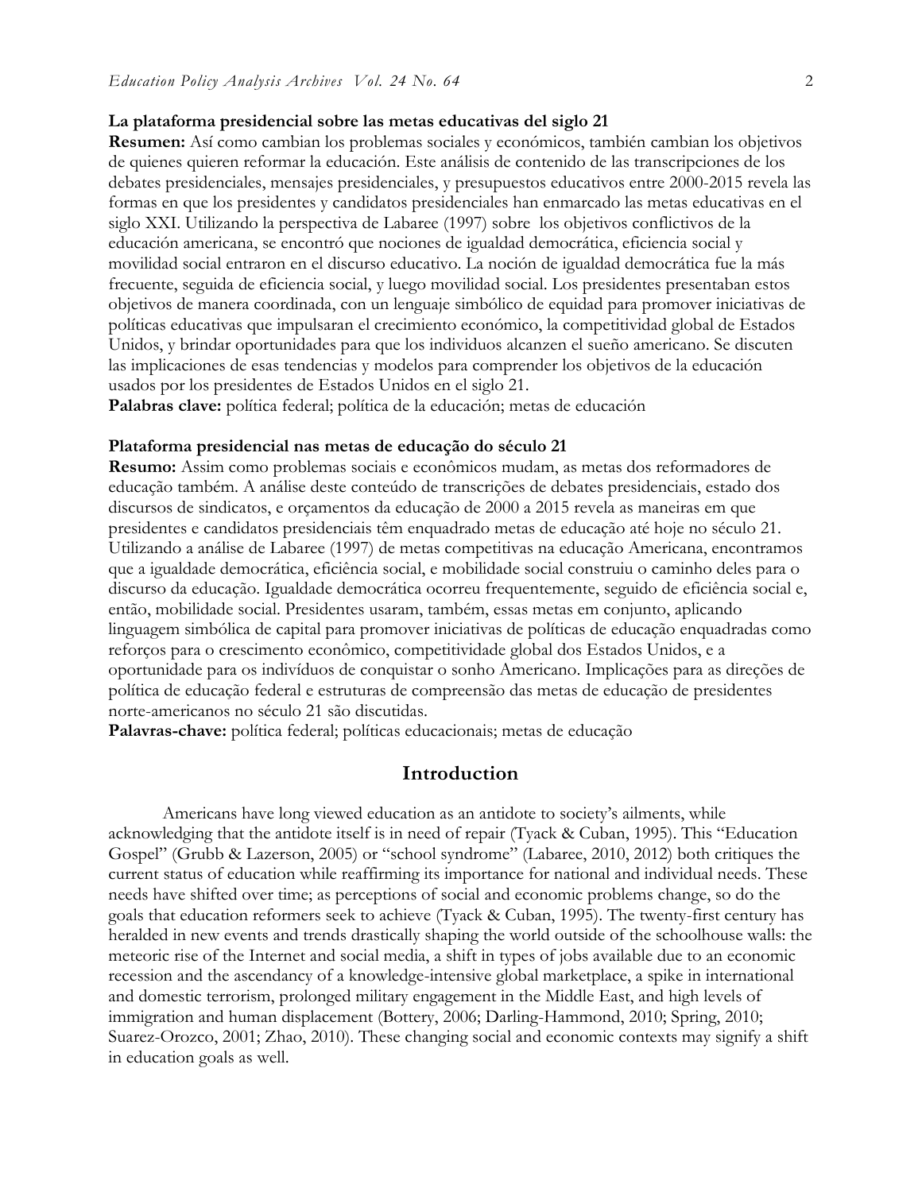**La plataforma presidencial sobre las metas educativas del siglo 21**

**Resumen:** Así como cambian los problemas sociales y económicos, también cambian los objetivos de quienes quieren reformar la educación. Este análisis de contenido de las transcripciones de los debates presidenciales, mensajes presidenciales, y presupuestos educativos entre 2000-2015 revela las formas en que los presidentes y candidatos presidenciales han enmarcado las metas educativas en el siglo XXI. Utilizando la perspectiva de Labaree (1997) sobre los objetivos conflictivos de la educación americana, se encontró que nociones de igualdad democrática, eficiencia social y movilidad social entraron en el discurso educativo. La noción de igualdad democrática fue la más frecuente, seguida de eficiencia social, y luego movilidad social. Los presidentes presentaban estos objetivos de manera coordinada, con un lenguaje simbólico de equidad para promover iniciativas de políticas educativas que impulsaran el crecimiento económico, la competitividad global de Estados Unidos, y brindar oportunidades para que los individuos alcanzen el sueño americano. Se discuten las implicaciones de esas tendencias y modelos para comprender los objetivos de la educación usados por los presidentes de Estados Unidos en el siglo 21.

**Palabras clave:** política federal; política de la educación; metas de educación

**Plataforma presidencial nas metas de educação do século 21**

**Resumo:** Assim como problemas sociais e econômicos mudam, as metas dos reformadores de educação também. A análise deste conteúdo de transcrições de debates presidenciais, estado dos discursos de sindicatos, e orçamentos da educação de 2000 a 2015 revela as maneiras em que presidentes e candidatos presidenciais têm enquadrado metas de educação até hoje no século 21. Utilizando a análise de Labaree (1997) de metas competitivas na educação Americana, encontramos que a igualdade democrática, eficiência social, e mobilidade social construiu o caminho deles para o discurso da educação. Igualdade democrática ocorreu frequentemente, seguido de eficiência social e, então, mobilidade social. Presidentes usaram, também, essas metas em conjunto, aplicando linguagem simbólica de capital para promover iniciativas de políticas de educação enquadradas como reforços para o crescimento econômico, competitividade global dos Estados Unidos, e a oportunidade para os indivíduos de conquistar o sonho Americano. Implicações para as direções de política de educação federal e estruturas de compreensão das metas de educação de presidentes norte-americanos no século 21 são discutidas.

**Palavras-chave:** política federal; políticas educacionais; metas de educação

## Introduction

Americans have long viewed education as an antidote to society's ailments, while acknowledging that the antidote itself is in need of repair (Tyack & Cuban, 1995). This "Education Gospel" (Grubb & Lazerson, 2005) or "school syndrome" (Labaree, 2010, 2012) both critiques the current status of education while reaffirming its importance for national and individual needs. These needs have shifted over time; as perceptions of social and economic problems change, so do the goals that education reformers seek to achieve (Tyack & Cuban, 1995). The twenty-first century has heralded in new events and trends drastically shaping the world outside of the schoolhouse walls: the meteoric rise of the Internet and social media, a shift in types of jobs available due to an economic recession and the ascendancy of a knowledge-intensive global marketplace, a spike in international and domestic terrorism, prolonged military engagement in the Middle East, and high levels of immigration and human displacement (Bottery, 2006; Darling-Hammond, 2010; Spring, 2010; Suarez-Orozco, 2001; Zhao, 2010). These changing social and economic contexts may signify a shift in education goals as well.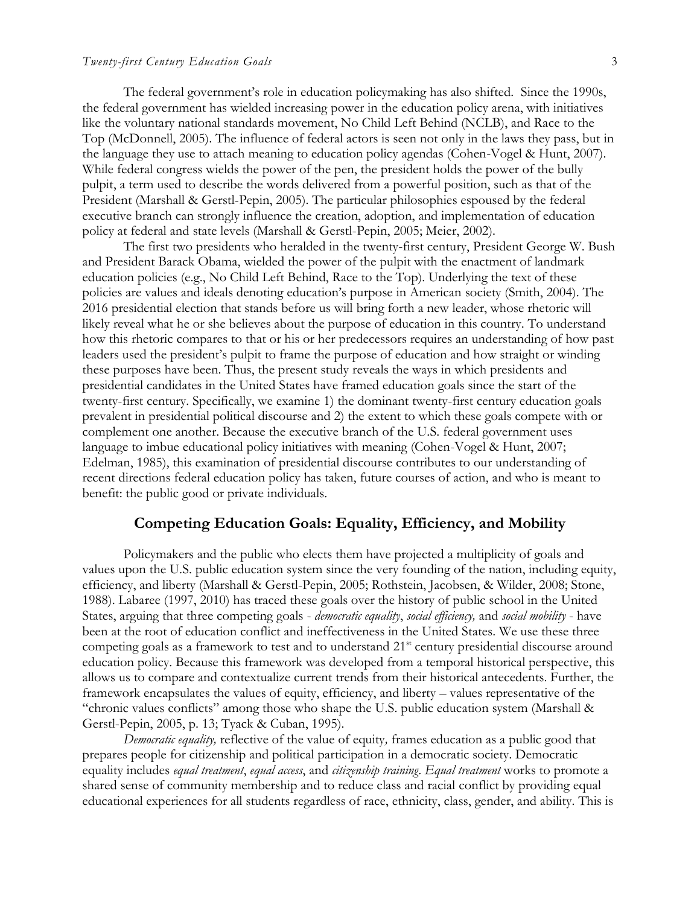The federal government's role in education policymaking has also shifted. Since the 1990s, the federal government has wielded increasing power in the education policy arena, with initiatives like the voluntary national standards movement, No Child Left Behind (NCLB), and Race to the Top (McDonnell, 2005). The influence of federal actors is seen not only in the laws they pass, but in the language they use to attach meaning to education policy agendas (Cohen-Vogel & Hunt, 2007). While federal congress wields the power of the pen, the president holds the power of the bully pulpit, a term used to describe the words delivered from a powerful position, such as that of the President (Marshall & Gerstl-Pepin, 2005). The particular philosophies espoused by the federal executive branch can strongly influence the creation, adoption, and implementation of education policy at federal and state levels (Marshall & Gerstl-Pepin, 2005; Meier, 2002).

The first two presidents who heralded in the twenty-first century, President George W. Bush and President Barack Obama, wielded the power of the pulpit with the enactment of landmark education policies (e.g., No Child Left Behind, Race to the Top). Underlying the text of these policies are values and ideals denoting education's purpose in American society (Smith, 2004). The 2016 presidential election that stands before us will bring forth a new leader, whose rhetoric will likely reveal what he or she believes about the purpose of education in this country. To understand how this rhetoric compares to that or his or her predecessors requires an understanding of how past leaders used the president's pulpit to frame the purpose of education and how straight or winding these purposes have been. Thus, the present study reveals the ways in which presidents and presidential candidates in the United States have framed education goals since the start of the twenty-first century. Specifically, we examine 1) the dominant twenty-first century education goals prevalent in presidential political discourse and 2) the extent to which these goals compete with or complement one another. Because the executive branch of the U.S. federal government uses language to imbue educational policy initiatives with meaning (Cohen-Vogel & Hunt, 2007; Edelman, 1985), this examination of presidential discourse contributes to our understanding of recent directions federal education policy has taken, future courses of action, and who is meant to benefit: the public good or private individuals.

## Competing Education Goals: Equality, Efficiency, and Mobility

Policymakers and the public who elects them have projected a multiplicity of goals and values upon the U.S. public education system since the very founding of the nation, including equity, efficiency, and liberty (Marshall & Gerstl-Pepin, 2005; Rothstein, Jacobsen, & Wilder, 2008; Stone, 1988). Labaree (1997, 2010) has traced these goals over the history of public school in the United States, arguing that three competing goals - *democratic equality*, *social efficiency,* and *social mobility* - have been at the root of education conflict and ineffectiveness in the United States. We use these three competing goals as a framework to test and to understand 21st century presidential discourse around education policy. Because this framework was developed from a temporal historical perspective, this allows us to compare and contextualize current trends from their historical antecedents. Further, the framework encapsulates the values of equity, efficiency, and liberty – values representative of the "chronic values conflicts" among those who shape the U.S. public education system (Marshall & Gerstl-Pepin, 2005, p. 13; Tyack & Cuban, 1995).

*Democratic equality,* reflective of the value of equity*,* frames education as a public good that prepares people for citizenship and political participation in a democratic society. Democratic equality includes *equal treatment*, *equal access*, and *citizenship training*. *Equal treatment* works to promote a shared sense of community membership and to reduce class and racial conflict by providing equal educational experiences for all students regardless of race, ethnicity, class, gender, and ability. This is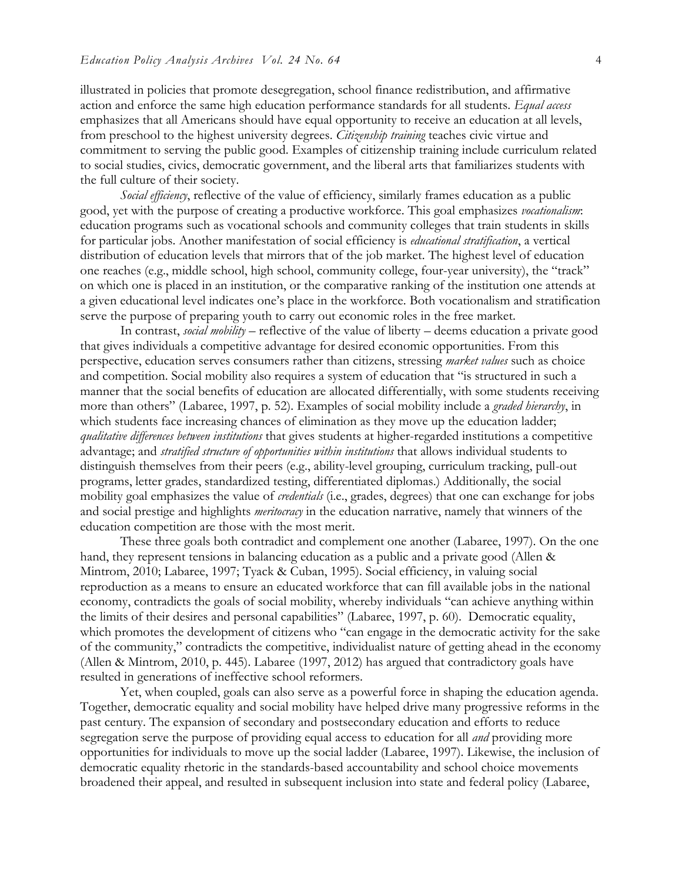illustrated in policies that promote desegregation, school finance redistribution, and affirmative action and enforce the same high education performance standards for all students. *Equal access* emphasizes that all Americans should have equal opportunity to receive an education at all levels, from preschool to the highest university degrees. *Citizenship training* teaches civic virtue and commitment to serving the public good. Examples of citizenship training include curriculum related to social studies, civics, democratic government, and the liberal arts that familiarizes students with the full culture of their society.

*Social efficiency*, reflective of the value of efficiency, similarly frames education as a public good, yet with the purpose of creating a productive workforce. This goal emphasizes *vocationalism*: education programs such as vocational schools and community colleges that train students in skills for particular jobs. Another manifestation of social efficiency is *educational stratification*, a vertical distribution of education levels that mirrors that of the job market. The highest level of education one reaches (e.g., middle school, high school, community college, four-year university), the "track" on which one is placed in an institution, or the comparative ranking of the institution one attends at a given educational level indicates one's place in the workforce. Both vocationalism and stratification serve the purpose of preparing youth to carry out economic roles in the free market.

In contrast, *social mobility* – reflective of the value of liberty – deems education a private good that gives individuals a competitive advantage for desired economic opportunities. From this perspective, education serves consumers rather than citizens, stressing *market values* such as choice and competition. Social mobility also requires a system of education that "is structured in such a manner that the social benefits of education are allocated differentially, with some students receiving more than others" (Labaree, 1997, p. 52). Examples of social mobility include a *graded hierarchy*, in which students face increasing chances of elimination as they move up the education ladder; *qualitative differences between institutions* that gives students at higher-regarded institutions a competitive advantage; and *stratified structure of opportunities within institutions* that allows individual students to distinguish themselves from their peers (e.g., ability-level grouping, curriculum tracking, pull-out programs, letter grades, standardized testing, differentiated diplomas.) Additionally, the social mobility goal emphasizes the value of *credentials* (i.e., grades, degrees) that one can exchange for jobs and social prestige and highlights *meritocracy* in the education narrative, namely that winners of the education competition are those with the most merit.

These three goals both contradict and complement one another (Labaree, 1997). On the one hand, they represent tensions in balancing education as a public and a private good (Allen & Mintrom, 2010; Labaree, 1997; Tyack & Cuban, 1995). Social efficiency, in valuing social reproduction as a means to ensure an educated workforce that can fill available jobs in the national economy, contradicts the goals of social mobility, whereby individuals "can achieve anything within the limits of their desires and personal capabilities" (Labaree, 1997, p. 60). Democratic equality, which promotes the development of citizens who "can engage in the democratic activity for the sake of the community," contradicts the competitive, individualist nature of getting ahead in the economy (Allen & Mintrom, 2010, p. 445). Labaree (1997, 2012) has argued that contradictory goals have resulted in generations of ineffective school reformers.

Yet, when coupled, goals can also serve as a powerful force in shaping the education agenda. Together, democratic equality and social mobility have helped drive many progressive reforms in the past century. The expansion of secondary and postsecondary education and efforts to reduce segregation serve the purpose of providing equal access to education for all *and* providing more opportunities for individuals to move up the social ladder (Labaree, 1997). Likewise, the inclusion of democratic equality rhetoric in the standards-based accountability and school choice movements broadened their appeal, and resulted in subsequent inclusion into state and federal policy (Labaree,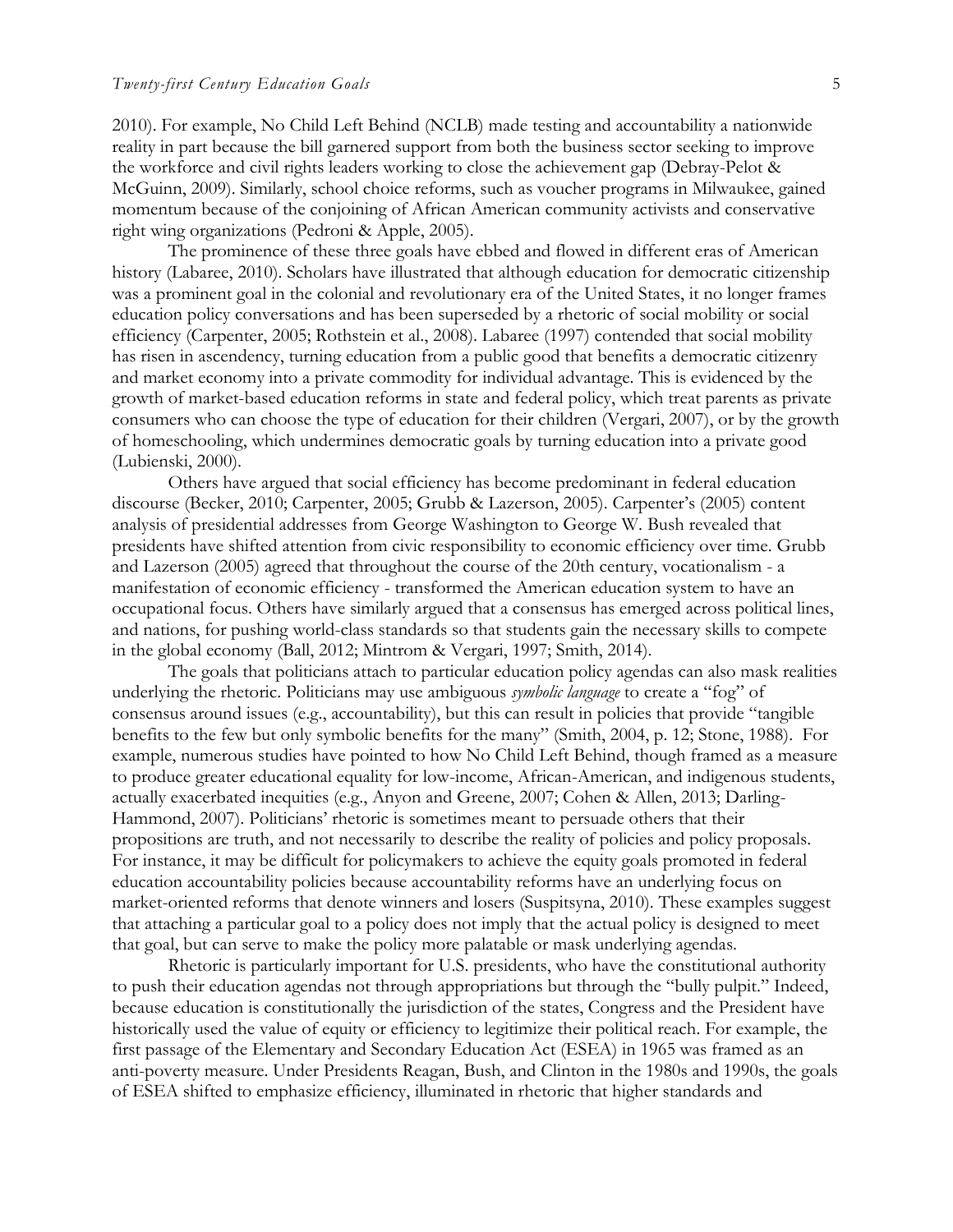2010). For example, No Child Left Behind (NCLB) made testing and accountability a nationwide reality in part because the bill garnered support from both the business sector seeking to improve the workforce and civil rights leaders working to close the achievement gap (Debray-Pelot & McGuinn, 2009). Similarly, school choice reforms, such as voucher programs in Milwaukee, gained momentum because of the conjoining of African American community activists and conservative right wing organizations (Pedroni & Apple, 2005).

The prominence of these three goals have ebbed and flowed in different eras of American history (Labaree, 2010). Scholars have illustrated that although education for democratic citizenship was a prominent goal in the colonial and revolutionary era of the United States, it no longer frames education policy conversations and has been superseded by a rhetoric of social mobility or social efficiency (Carpenter, 2005; Rothstein et al., 2008). Labaree (1997) contended that social mobility has risen in ascendency, turning education from a public good that benefits a democratic citizenry and market economy into a private commodity for individual advantage. This is evidenced by the growth of market-based education reforms in state and federal policy, which treat parents as private consumers who can choose the type of education for their children (Vergari, 2007), or by the growth of homeschooling, which undermines democratic goals by turning education into a private good (Lubienski, 2000).

Others have argued that social efficiency has become predominant in federal education discourse (Becker, 2010; Carpenter, 2005; Grubb & Lazerson, 2005). Carpenter's (2005) content analysis of presidential addresses from George Washington to George W. Bush revealed that presidents have shifted attention from civic responsibility to economic efficiency over time. Grubb and Lazerson (2005) agreed that throughout the course of the 20th century, vocationalism - a manifestation of economic efficiency - transformed the American education system to have an occupational focus. Others have similarly argued that a consensus has emerged across political lines, and nations, for pushing world-class standards so that students gain the necessary skills to compete in the global economy (Ball, 2012; Mintrom & Vergari, 1997; Smith, 2014).

The goals that politicians attach to particular education policy agendas can also mask realities underlying the rhetoric. Politicians may use ambiguous *symbolic language* to create a "fog" of consensus around issues (e.g., accountability), but this can result in policies that provide "tangible benefits to the few but only symbolic benefits for the many" (Smith, 2004, p. 12; Stone, 1988). For example, numerous studies have pointed to how No Child Left Behind, though framed as a measure to produce greater educational equality for low-income, African-American, and indigenous students, actually exacerbated inequities (e.g., Anyon and Greene, 2007; Cohen & Allen, 2013; Darling-Hammond, 2007). Politicians' rhetoric is sometimes meant to persuade others that their propositions are truth, and not necessarily to describe the reality of policies and policy proposals. For instance, it may be difficult for policymakers to achieve the equity goals promoted in federal education accountability policies because accountability reforms have an underlying focus on market-oriented reforms that denote winners and losers (Suspitsyna, 2010). These examples suggest that attaching a particular goal to a policy does not imply that the actual policy is designed to meet that goal, but can serve to make the policy more palatable or mask underlying agendas.

Rhetoric is particularly important for U.S. presidents, who have the constitutional authority to push their education agendas not through appropriations but through the "bully pulpit." Indeed, because education is constitutionally the jurisdiction of the states, Congress and the President have historically used the value of equity or efficiency to legitimize their political reach. For example, the first passage of the Elementary and Secondary Education Act (ESEA) in 1965 was framed as an anti-poverty measure. Under Presidents Reagan, Bush, and Clinton in the 1980s and 1990s, the goals of ESEA shifted to emphasize efficiency, illuminated in rhetoric that higher standards and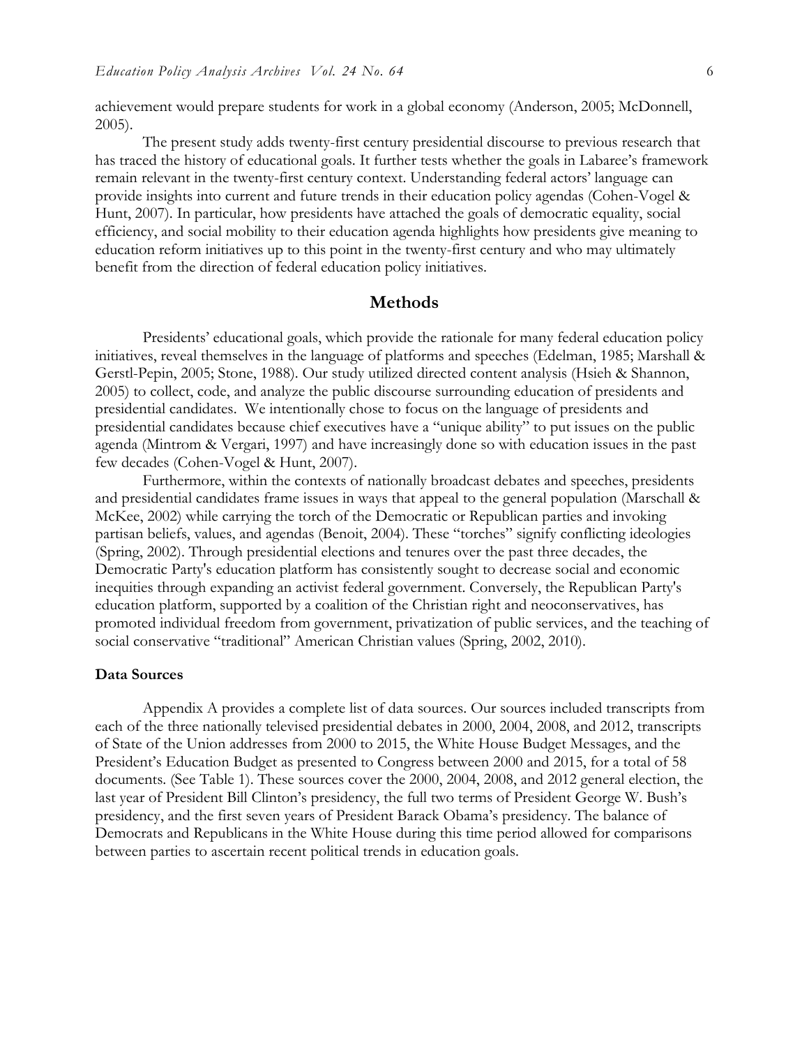achievement would prepare students for work in a global economy (Anderson, 2005; McDonnell, 2005).

The present study adds twenty-first century presidential discourse to previous research that has traced the history of educational goals. It further tests whether the goals in Labaree's framework remain relevant in the twenty-first century context. Understanding federal actors' language can provide insights into current and future trends in their education policy agendas (Cohen-Vogel & Hunt, 2007). In particular, how presidents have attached the goals of democratic equality, social efficiency, and social mobility to their education agenda highlights how presidents give meaning to education reform initiatives up to this point in the twenty-first century and who may ultimately benefit from the direction of federal education policy initiatives.

## Methods

Presidents' educational goals, which provide the rationale for many federal education policy initiatives, reveal themselves in the language of platforms and speeches (Edelman, 1985; Marshall & Gerstl-Pepin, 2005; Stone, 1988). Our study utilized directed content analysis (Hsieh & Shannon, 2005) to collect, code, and analyze the public discourse surrounding education of presidents and presidential candidates. We intentionally chose to focus on the language of presidents and presidential candidates because chief executives have a "unique ability" to put issues on the public agenda (Mintrom & Vergari, 1997) and have increasingly done so with education issues in the past few decades (Cohen-Vogel & Hunt, 2007).

Furthermore, within the contexts of nationally broadcast debates and speeches, presidents and presidential candidates frame issues in ways that appeal to the general population (Marschall & McKee, 2002) while carrying the torch of the Democratic or Republican parties and invoking partisan beliefs, values, and agendas (Benoit, 2004). These "torches" signify conflicting ideologies (Spring, 2002). Through presidential elections and tenures over the past three decades, the Democratic Party's education platform has consistently sought to decrease social and economic inequities through expanding an activist federal government. Conversely, the Republican Party's education platform, supported by a coalition of the Christian right and neoconservatives, has promoted individual freedom from government, privatization of public services, and the teaching of social conservative "traditional" American Christian values (Spring, 2002, 2010).

### Data Sources

Appendix A provides a complete list of data sources. Our sources included transcripts from each of the three nationally televised presidential debates in 2000, 2004, 2008, and 2012, transcripts of State of the Union addresses from 2000 to 2015, the White House Budget Messages, and the President's Education Budget as presented to Congress between 2000 and 2015, for a total of 58 documents. (See Table 1). These sources cover the 2000, 2004, 2008, and 2012 general election, the last year of President Bill Clinton's presidency, the full two terms of President George W. Bush's presidency, and the first seven years of President Barack Obama's presidency. The balance of Democrats and Republicans in the White House during this time period allowed for comparisons between parties to ascertain recent political trends in education goals.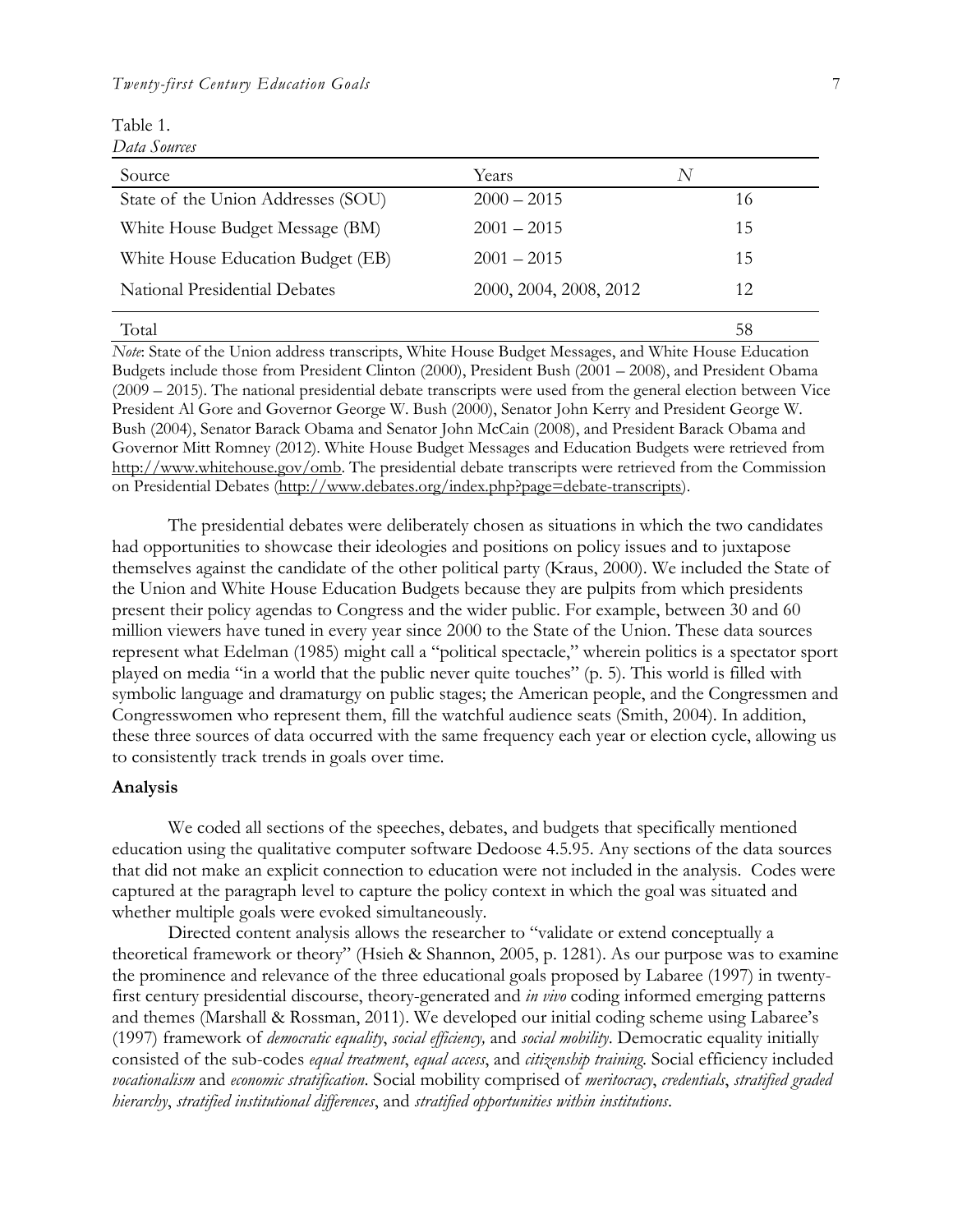Table 1.
*Data Sources*

| Source | Years | *N* |
|---|---|---|
| State of the Union Addresses (SOU) | 2000 – 2015 | 16 |
| White House Budget Message (BM) | 2001 – 2015 | 15 |
| White House Education Budget (EB) | 2001 – 2015 | 15 |
| National Presidential Debates | 2000, 2004, 2008, 2012 | 12 |
| Total | | 58 |

*Note*: State of the Union address transcripts, White House Budget Messages, and White House Education Budgets include those from President Clinton (2000), President Bush (2001 – 2008), and President Obama (2009 – 2015). The national presidential debate transcripts were used from the general election between Vice President Al Gore and Governor George W. Bush (2000), Senator John Kerry and President George W. Bush (2004), Senator Barack Obama and Senator John McCain (2008), and President Barack Obama and Governor Mitt Romney (2012). White House Budget Messages and Education Budgets were retrieved from http://www.whitehouse.gov/omb. The presidential debate transcripts were retrieved from the Commission on Presidential Debates (http://www.debates.org/index.php?page=debate-transcripts).

The presidential debates were deliberately chosen as situations in which the two candidates had opportunities to showcase their ideologies and positions on policy issues and to juxtapose themselves against the candidate of the other political party (Kraus, 2000). We included the State of the Union and White House Education Budgets because they are pulpits from which presidents present their policy agendas to Congress and the wider public. For example, between 30 and 60 million viewers have tuned in every year since 2000 to the State of the Union. These data sources represent what Edelman (1985) might call a "political spectacle," wherein politics is a spectator sport played on media "in a world that the public never quite touches" (p. 5). This world is filled with symbolic language and dramaturgy on public stages; the American people, and the Congressmen and Congresswomen who represent them, fill the watchful audience seats (Smith, 2004). In addition, these three sources of data occurred with the same frequency each year or election cycle, allowing us to consistently track trends in goals over time.

### Analysis

We coded all sections of the speeches, debates, and budgets that specifically mentioned education using the qualitative computer software Dedoose 4.5.95. Any sections of the data sources that did not make an explicit connection to education were not included in the analysis. Codes were captured at the paragraph level to capture the policy context in which the goal was situated and whether multiple goals were evoked simultaneously.

Directed content analysis allows the researcher to "validate or extend conceptually a theoretical framework or theory" (Hsieh & Shannon, 2005, p. 1281). As our purpose was to examine the prominence and relevance of the three educational goals proposed by Labaree (1997) in twenty-first century presidential discourse, theory-generated and *in vivo* coding informed emerging patterns and themes (Marshall & Rossman, 2011). We developed our initial coding scheme using Labaree's (1997) framework of *democratic equality*, *social efficiency,* and *social mobility*. Democratic equality initially consisted of the sub-codes *equal treatment*, *equal access*, and *citizenship training*. Social efficiency included *vocationalism* and *economic stratification*. Social mobility comprised of *meritocracy*, *credentials*, *stratified graded hierarchy*, *stratified institutional differences*, and *stratified opportunities within institutions*.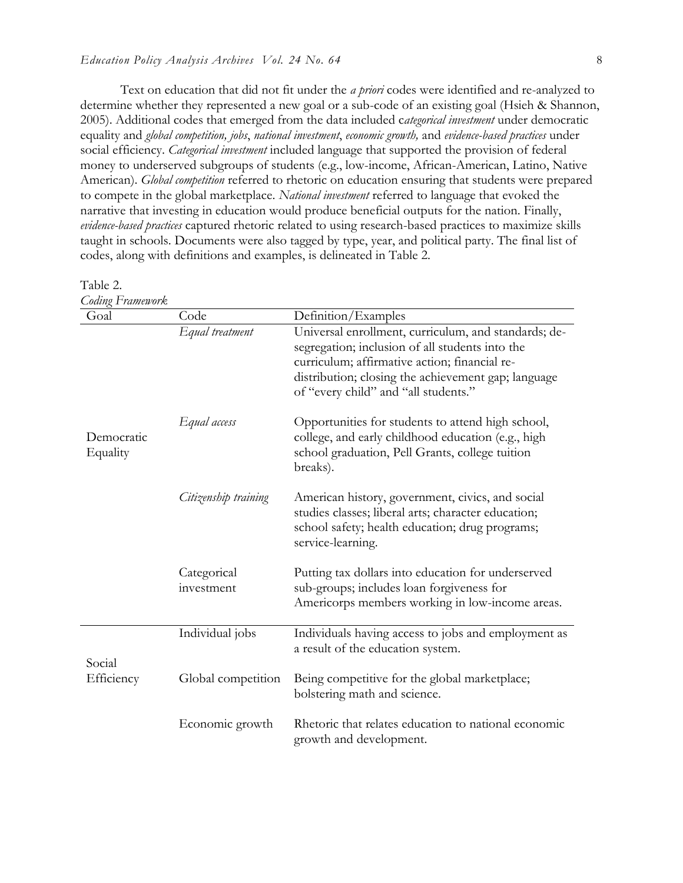Text on education that did not fit under the *a priori* codes were identified and re-analyzed to determine whether they represented a new goal or a sub-code of an existing goal (Hsieh & Shannon, 2005). Additional codes that emerged from the data included c*ategorical investment* under democratic equality and *global competition, jobs*, *national investment*, *economic growth,* and *evidence-based practices* under social efficiency. *Categorical investment* included language that supported the provision of federal money to underserved subgroups of students (e.g., low-income, African-American, Latino, Native American). *Global competition* referred to rhetoric on education ensuring that students were prepared to compete in the global marketplace. *National investment* referred to language that evoked the narrative that investing in education would produce beneficial outputs for the nation. Finally, *evidence-based practices* captured rhetoric related to using research-based practices to maximize skills taught in schools. Documents were also tagged by type, year, and political party. The final list of codes, along with definitions and examples, is delineated in Table 2.

Table 2.
*Coding Framework*

| Goal | Code | Definition/Examples |
|---|---|---|
| Democratic Equality | *Equal treatment* | Universal enrollment, curriculum, and standards; de-segregation; inclusion of all students into the curriculum; affirmative action; financial re-distribution; closing the achievement gap; language of "every child" and "all students." |
| | *Equal access* | Opportunities for students to attend high school, college, and early childhood education (e.g., high school graduation, Pell Grants, college tuition breaks). |
| | *Citizenship training* | American history, government, civics, and social studies classes; liberal arts; character education; school safety; health education; drug programs; service-learning. |
| | Categorical investment | Putting tax dollars into education for underserved sub-groups; includes loan forgiveness for Americorps members working in low-income areas. |
| Social Efficiency | Individual jobs | Individuals having access to jobs and employment as a result of the education system. |
| | Global competition | Being competitive for the global marketplace; bolstering math and science. |
| | Economic growth | Rhetoric that relates education to national economic growth and development. |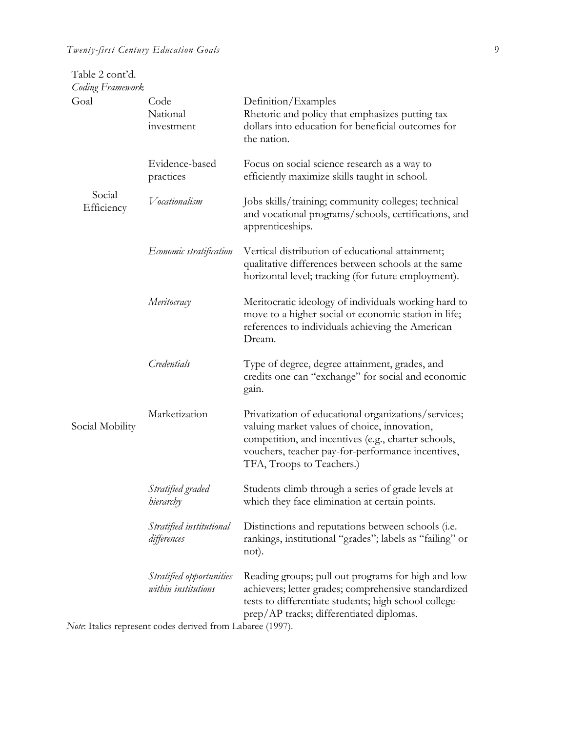Table 2 cont'd.
*Coding Framework*

| Goal | Code | Definition/Examples |
|---|---|---|
| Social Efficiency | National investment | Rhetoric and policy that emphasizes putting tax dollars into education for beneficial outcomes for the nation. |
| | Evidence-based practices | Focus on social science research as a way to efficiently maximize skills taught in school. |
| | *Vocationalism* | Jobs skills/training; community colleges; technical and vocational programs/schools, certifications, and apprenticeships. |
| | *Economic stratification* | Vertical distribution of educational attainment; qualitative differences between schools at the same horizontal level; tracking (for future employment). |
| Social Mobility | *Meritocracy* | Meritocratic ideology of individuals working hard to move to a higher social or economic station in life; references to individuals achieving the American Dream. |
| | *Credentials* | Type of degree, degree attainment, grades, and credits one can "exchange" for social and economic gain. |
| | Marketization | Privatization of educational organizations/services; valuing market values of choice, innovation, competition, and incentives (e.g., charter schools, vouchers, teacher pay-for-performance incentives, TFA, Troops to Teachers.) |
| | *Stratified graded hierarchy* | Students climb through a series of grade levels at which they face elimination at certain points. |
| | *Stratified institutional differences* | Distinctions and reputations between schools (i.e. rankings, institutional "grades"; labels as "failing" or not). |
| | *Stratified opportunities within institutions* | Reading groups; pull out programs for high and low achievers; letter grades; comprehensive standardized tests to differentiate students; high school college-prep/AP tracks; differentiated diplomas. |

*Note*: Italics represent codes derived from Labaree (1997).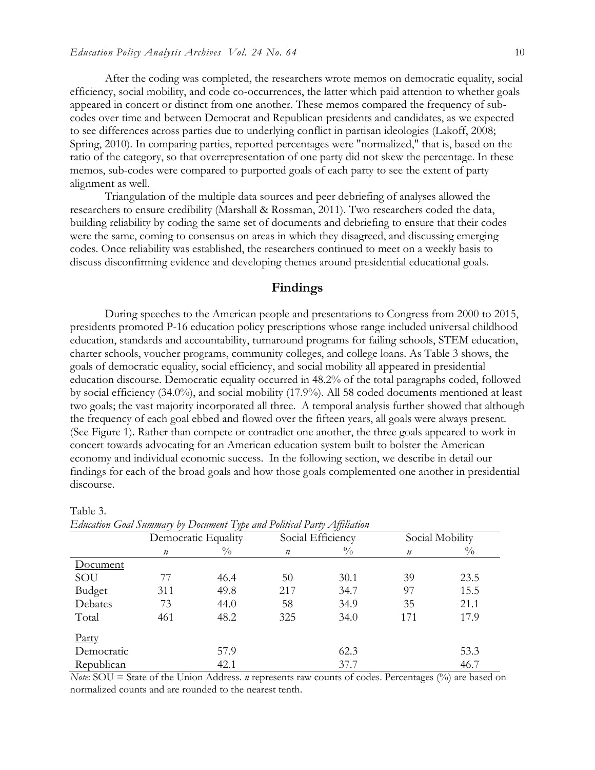After the coding was completed, the researchers wrote memos on democratic equality, social efficiency, social mobility, and code co-occurrences, the latter which paid attention to whether goals appeared in concert or distinct from one another. These memos compared the frequency of sub-codes over time and between Democrat and Republican presidents and candidates, as we expected to see differences across parties due to underlying conflict in partisan ideologies (Lakoff, 2008; Spring, 2010). In comparing parties, reported percentages were "normalized," that is, based on the ratio of the category, so that overrepresentation of one party did not skew the percentage. In these memos, sub-codes were compared to purported goals of each party to see the extent of party alignment as well.

Triangulation of the multiple data sources and peer debriefing of analyses allowed the researchers to ensure credibility (Marshall & Rossman, 2011). Two researchers coded the data, building reliability by coding the same set of documents and debriefing to ensure that their codes were the same, coming to consensus on areas in which they disagreed, and discussing emerging codes. Once reliability was established, the researchers continued to meet on a weekly basis to discuss disconfirming evidence and developing themes around presidential educational goals.

## Findings

During speeches to the American people and presentations to Congress from 2000 to 2015, presidents promoted P-16 education policy prescriptions whose range included universal childhood education, standards and accountability, turnaround programs for failing schools, STEM education, charter schools, voucher programs, community colleges, and college loans. As Table 3 shows, the goals of democratic equality, social efficiency, and social mobility all appeared in presidential education discourse. Democratic equality occurred in 48.2% of the total paragraphs coded, followed by social efficiency (34.0%), and social mobility (17.9%). All 58 coded documents mentioned at least two goals; the vast majority incorporated all three. A temporal analysis further showed that although the frequency of each goal ebbed and flowed over the fifteen years, all goals were always present. (See Figure 1). Rather than compete or contradict one another, the three goals appeared to work in concert towards advocating for an American education system built to bolster the American economy and individual economic success. In the following section, we describe in detail our findings for each of the broad goals and how those goals complemented one another in presidential discourse.

Table 3.
*Education Goal Summary by Document Type and Political Party Affiliation*

| | Democratic Equality | | Social Efficiency | | Social Mobility | |
|---|---|---|---|---|---|---|
| | *n* | % | *n* | % | *n* | % |
| Document | | | | | | |
| SOU | 77 | 46.4 | 50 | 30.1 | 39 | 23.5 |
| Budget | 311 | 49.8 | 217 | 34.7 | 97 | 15.5 |
| Debates | 73 | 44.0 | 58 | 34.9 | 35 | 21.1 |
| Total | 461 | 48.2 | 325 | 34.0 | 171 | 17.9 |
| Party | | | | | | |
| Democratic | | 57.9 | | 62.3 | | 53.3 |
| Republican | | 42.1 | | 37.7 | | 46.7 |

*Note*: SOU = State of the Union Address. *n* represents raw counts of codes. Percentages (%) are based on normalized counts and are rounded to the nearest tenth.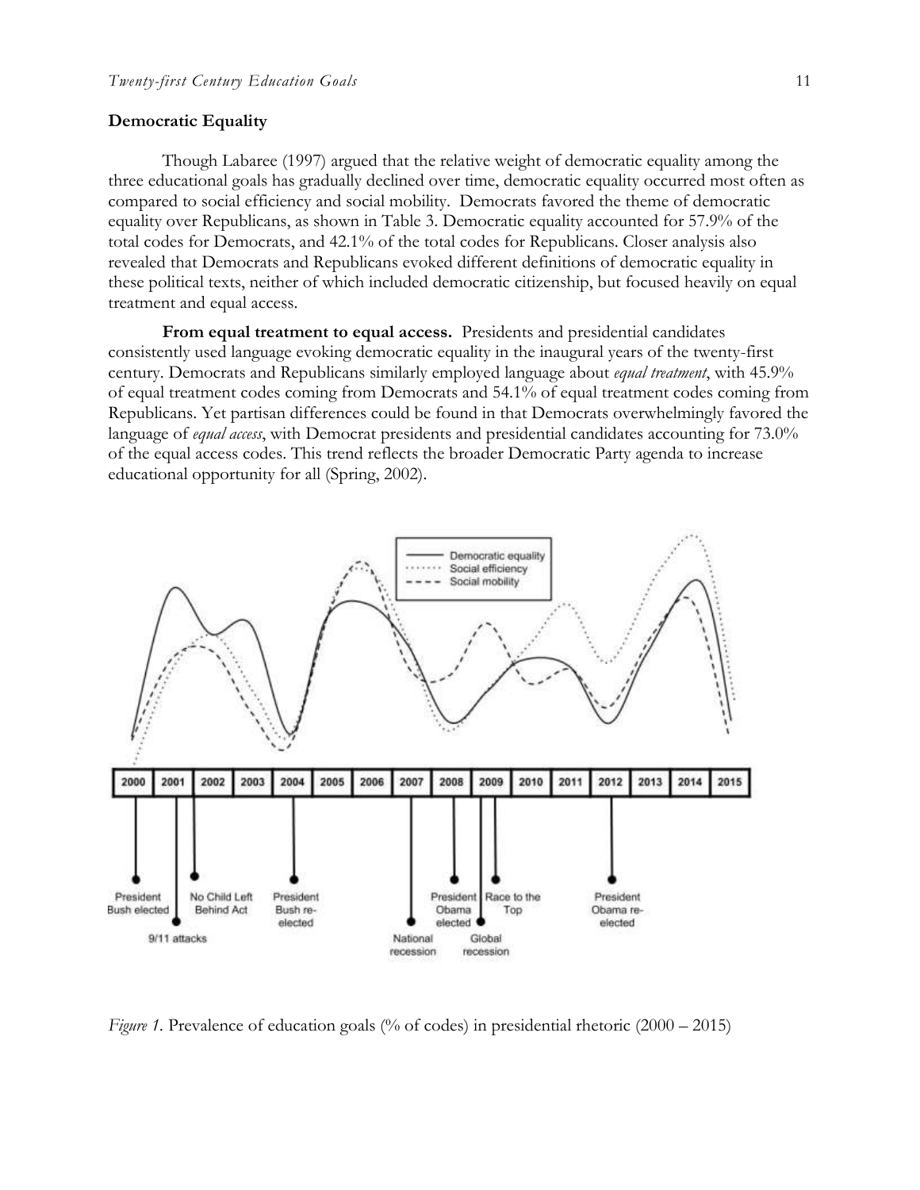### Democratic Equality

Though Labaree (1997) argued that the relative weight of democratic equality among the three educational goals has gradually declined over time, democratic equality occurred most often as compared to social efficiency and social mobility. Democrats favored the theme of democratic equality over Republicans, as shown in Table 3. Democratic equality accounted for 57.9% of the total codes for Democrats, and 42.1% of the total codes for Republicans. Closer analysis also revealed that Democrats and Republicans evoked different definitions of democratic equality in these political texts, neither of which included democratic citizenship, but focused heavily on equal treatment and equal access.

**From equal treatment to equal access.** Presidents and presidential candidates consistently used language evoking democratic equality in the inaugural years of the twenty-first century. Democrats and Republicans similarly employed language about *equal treatment*, with 45.9% of equal treatment codes coming from Democrats and 54.1% of equal treatment codes coming from Republicans. Yet partisan differences could be found in that Democrats overwhelmingly favored the language of *equal access*, with Democrat presidents and presidential candidates accounting for 73.0% of the equal access codes. This trend reflects the broader Democratic Party agenda to increase educational opportunity for all (Spring, 2002).

*Figure 1.* Prevalence of education goals (% of codes) in presidential rhetoric (2000 – 2015)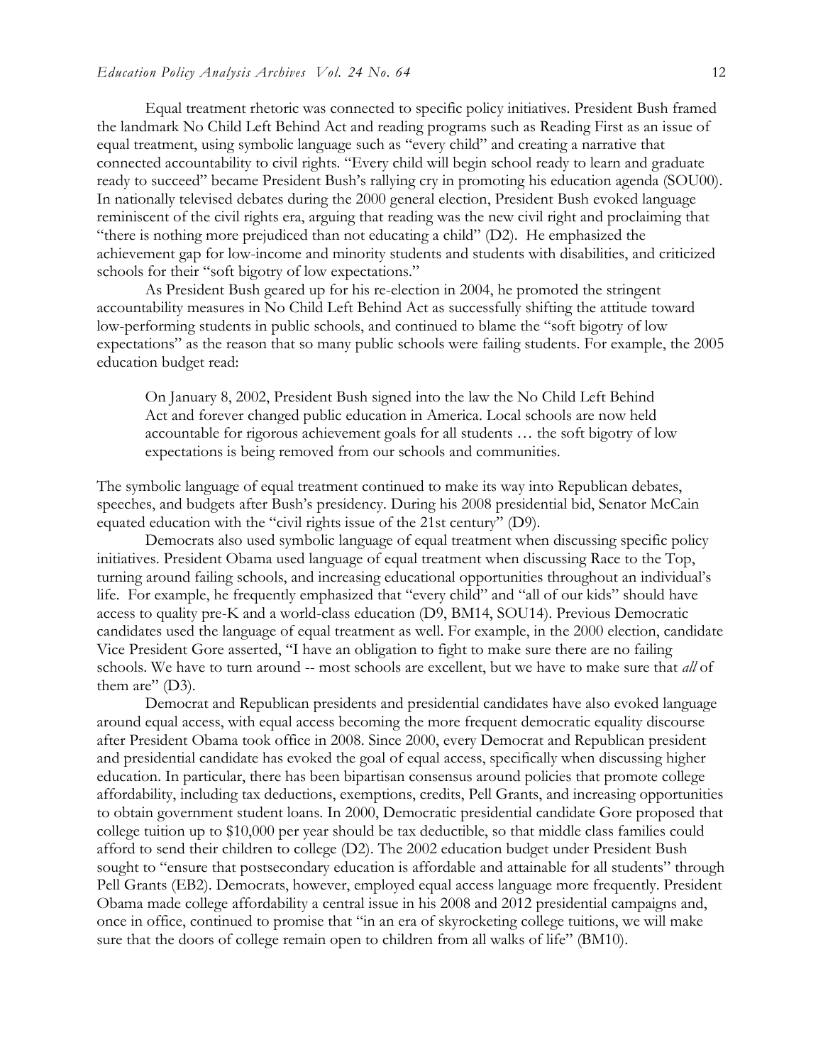Equal treatment rhetoric was connected to specific policy initiatives. President Bush framed the landmark No Child Left Behind Act and reading programs such as Reading First as an issue of equal treatment, using symbolic language such as "every child" and creating a narrative that connected accountability to civil rights. "Every child will begin school ready to learn and graduate ready to succeed" became President Bush's rallying cry in promoting his education agenda (SOU00). In nationally televised debates during the 2000 general election, President Bush evoked language reminiscent of the civil rights era, arguing that reading was the new civil right and proclaiming that "there is nothing more prejudiced than not educating a child" (D2). He emphasized the achievement gap for low-income and minority students and students with disabilities, and criticized schools for their "soft bigotry of low expectations."

As President Bush geared up for his re-election in 2004, he promoted the stringent accountability measures in No Child Left Behind Act as successfully shifting the attitude toward low-performing students in public schools, and continued to blame the "soft bigotry of low expectations" as the reason that so many public schools were failing students. For example, the 2005 education budget read:

> On January 8, 2002, President Bush signed into the law the No Child Left Behind Act and forever changed public education in America. Local schools are now held accountable for rigorous achievement goals for all students … the soft bigotry of low expectations is being removed from our schools and communities.

The symbolic language of equal treatment continued to make its way into Republican debates, speeches, and budgets after Bush's presidency. During his 2008 presidential bid, Senator McCain equated education with the "civil rights issue of the 21st century" (D9).

Democrats also used symbolic language of equal treatment when discussing specific policy initiatives. President Obama used language of equal treatment when discussing Race to the Top, turning around failing schools, and increasing educational opportunities throughout an individual's life. For example, he frequently emphasized that "every child" and "all of our kids" should have access to quality pre-K and a world-class education (D9, BM14, SOU14). Previous Democratic candidates used the language of equal treatment as well. For example, in the 2000 election, candidate Vice President Gore asserted, "I have an obligation to fight to make sure there are no failing schools. We have to turn around -- most schools are excellent, but we have to make sure that *all* of them are" (D3).

Democrat and Republican presidents and presidential candidates have also evoked language around equal access, with equal access becoming the more frequent democratic equality discourse after President Obama took office in 2008. Since 2000, every Democrat and Republican president and presidential candidate has evoked the goal of equal access, specifically when discussing higher education. In particular, there has been bipartisan consensus around policies that promote college affordability, including tax deductions, exemptions, credits, Pell Grants, and increasing opportunities to obtain government student loans. In 2000, Democratic presidential candidate Gore proposed that college tuition up to $10,000 per year should be tax deductible, so that middle class families could afford to send their children to college (D2). The 2002 education budget under President Bush sought to "ensure that postsecondary education is affordable and attainable for all students" through Pell Grants (EB2). Democrats, however, employed equal access language more frequently. President Obama made college affordability a central issue in his 2008 and 2012 presidential campaigns and, once in office, continued to promise that "in an era of skyrocketing college tuitions, we will make sure that the doors of college remain open to children from all walks of life" (BM10).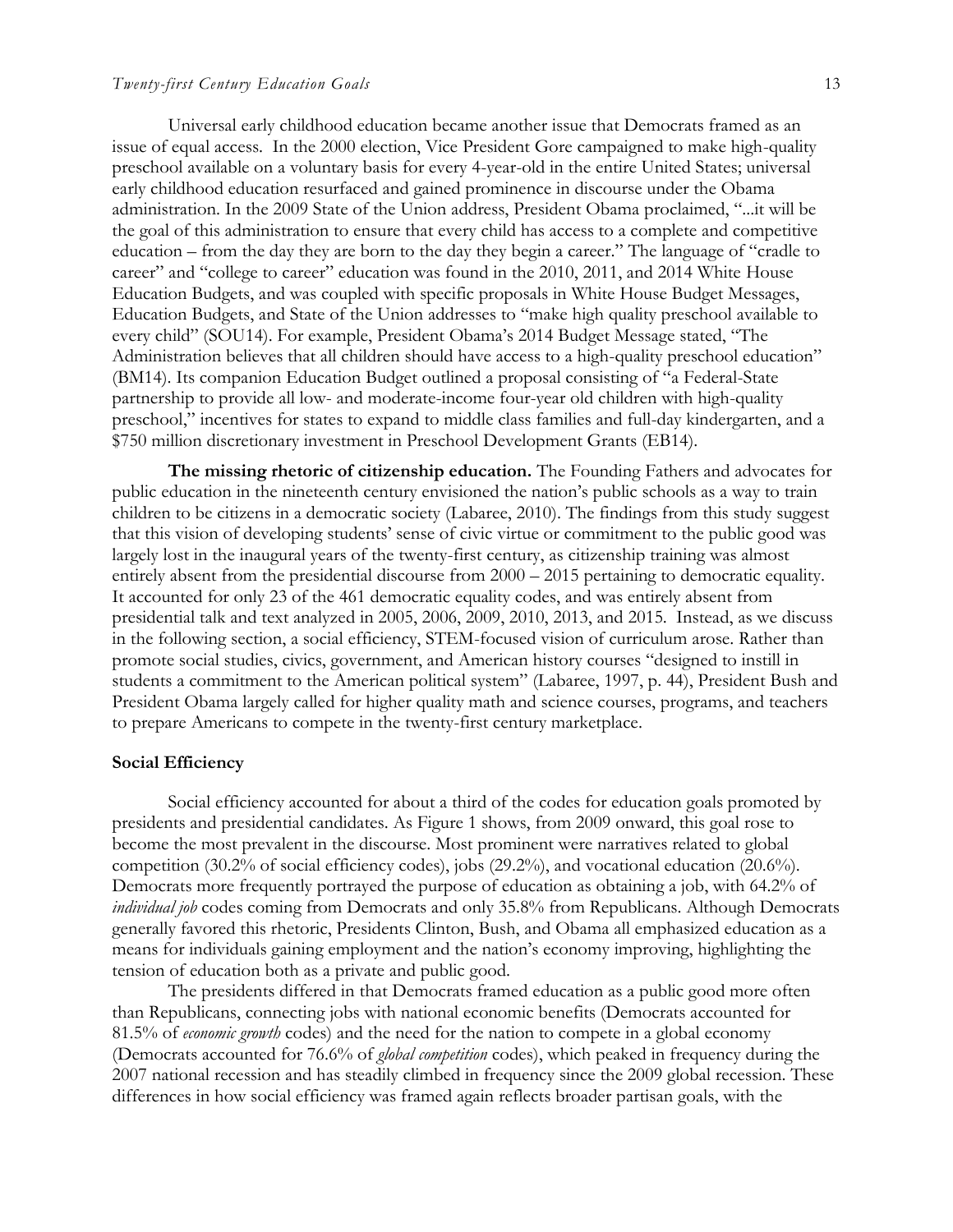Universal early childhood education became another issue that Democrats framed as an issue of equal access. In the 2000 election, Vice President Gore campaigned to make high-quality preschool available on a voluntary basis for every 4-year-old in the entire United States; universal early childhood education resurfaced and gained prominence in discourse under the Obama administration. In the 2009 State of the Union address, President Obama proclaimed, "...it will be the goal of this administration to ensure that every child has access to a complete and competitive education – from the day they are born to the day they begin a career." The language of "cradle to career" and "college to career" education was found in the 2010, 2011, and 2014 White House Education Budgets, and was coupled with specific proposals in White House Budget Messages, Education Budgets, and State of the Union addresses to "make high quality preschool available to every child" (SOU14). For example, President Obama's 2014 Budget Message stated, "The Administration believes that all children should have access to a high-quality preschool education" (BM14). Its companion Education Budget outlined a proposal consisting of "a Federal-State partnership to provide all low- and moderate-income four-year old children with high-quality preschool," incentives for states to expand to middle class families and full-day kindergarten, and a $750 million discretionary investment in Preschool Development Grants (EB14).

**The missing rhetoric of citizenship education.** The Founding Fathers and advocates for public education in the nineteenth century envisioned the nation's public schools as a way to train children to be citizens in a democratic society (Labaree, 2010). The findings from this study suggest that this vision of developing students' sense of civic virtue or commitment to the public good was largely lost in the inaugural years of the twenty-first century, as citizenship training was almost entirely absent from the presidential discourse from 2000 – 2015 pertaining to democratic equality. It accounted for only 23 of the 461 democratic equality codes, and was entirely absent from presidential talk and text analyzed in 2005, 2006, 2009, 2010, 2013, and 2015. Instead, as we discuss in the following section, a social efficiency, STEM-focused vision of curriculum arose. Rather than promote social studies, civics, government, and American history courses "designed to instill in students a commitment to the American political system" (Labaree, 1997, p. 44), President Bush and President Obama largely called for higher quality math and science courses, programs, and teachers to prepare Americans to compete in the twenty-first century marketplace.

### Social Efficiency

Social efficiency accounted for about a third of the codes for education goals promoted by presidents and presidential candidates. As Figure 1 shows, from 2009 onward, this goal rose to become the most prevalent in the discourse. Most prominent were narratives related to global competition (30.2% of social efficiency codes), jobs (29.2%), and vocational education (20.6%). Democrats more frequently portrayed the purpose of education as obtaining a job, with 64.2% of *individual job* codes coming from Democrats and only 35.8% from Republicans. Although Democrats generally favored this rhetoric, Presidents Clinton, Bush, and Obama all emphasized education as a means for individuals gaining employment and the nation's economy improving, highlighting the tension of education both as a private and public good.

The presidents differed in that Democrats framed education as a public good more often than Republicans, connecting jobs with national economic benefits (Democrats accounted for 81.5% of *economic growth* codes) and the need for the nation to compete in a global economy (Democrats accounted for 76.6% of *global competition* codes), which peaked in frequency during the 2007 national recession and has steadily climbed in frequency since the 2009 global recession. These differences in how social efficiency was framed again reflects broader partisan goals, with the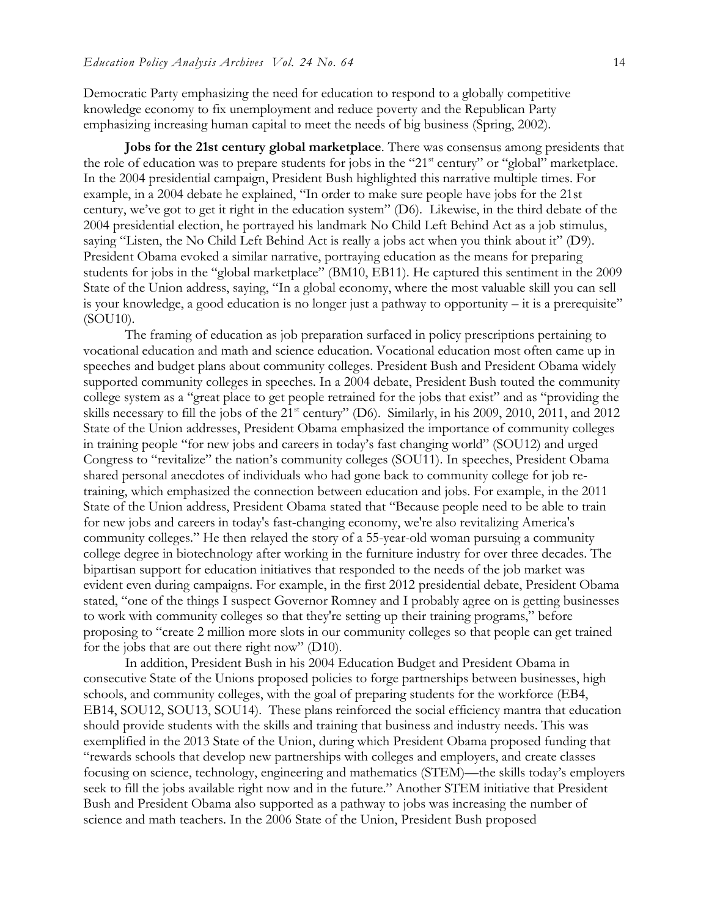Democratic Party emphasizing the need for education to respond to a globally competitive knowledge economy to fix unemployment and reduce poverty and the Republican Party emphasizing increasing human capital to meet the needs of big business (Spring, 2002).

**Jobs for the 21st century global marketplace**. There was consensus among presidents that the role of education was to prepare students for jobs in the "21st century" or "global" marketplace. In the 2004 presidential campaign, President Bush highlighted this narrative multiple times. For example, in a 2004 debate he explained, "In order to make sure people have jobs for the 21st century, we've got to get it right in the education system" (D6). Likewise, in the third debate of the 2004 presidential election, he portrayed his landmark No Child Left Behind Act as a job stimulus, saying "Listen, the No Child Left Behind Act is really a jobs act when you think about it" (D9). President Obama evoked a similar narrative, portraying education as the means for preparing students for jobs in the "global marketplace" (BM10, EB11). He captured this sentiment in the 2009 State of the Union address, saying, "In a global economy, where the most valuable skill you can sell is your knowledge, a good education is no longer just a pathway to opportunity – it is a prerequisite" (SOU10).

The framing of education as job preparation surfaced in policy prescriptions pertaining to vocational education and math and science education. Vocational education most often came up in speeches and budget plans about community colleges. President Bush and President Obama widely supported community colleges in speeches. In a 2004 debate, President Bush touted the community college system as a "great place to get people retrained for the jobs that exist" and as "providing the skills necessary to fill the jobs of the 21st century" (D6). Similarly, in his 2009, 2010, 2011, and 2012 State of the Union addresses, President Obama emphasized the importance of community colleges in training people "for new jobs and careers in today's fast changing world" (SOU12) and urged Congress to "revitalize" the nation's community colleges (SOU11). In speeches, President Obama shared personal anecdotes of individuals who had gone back to community college for job re-training, which emphasized the connection between education and jobs. For example, in the 2011 State of the Union address, President Obama stated that "Because people need to be able to train for new jobs and careers in today's fast-changing economy, we're also revitalizing America's community colleges." He then relayed the story of a 55-year-old woman pursuing a community college degree in biotechnology after working in the furniture industry for over three decades. The bipartisan support for education initiatives that responded to the needs of the job market was evident even during campaigns. For example, in the first 2012 presidential debate, President Obama stated, "one of the things I suspect Governor Romney and I probably agree on is getting businesses to work with community colleges so that they're setting up their training programs," before proposing to "create 2 million more slots in our community colleges so that people can get trained for the jobs that are out there right now" (D10).

In addition, President Bush in his 2004 Education Budget and President Obama in consecutive State of the Unions proposed policies to forge partnerships between businesses, high schools, and community colleges, with the goal of preparing students for the workforce (EB4, EB14, SOU12, SOU13, SOU14). These plans reinforced the social efficiency mantra that education should provide students with the skills and training that business and industry needs. This was exemplified in the 2013 State of the Union, during which President Obama proposed funding that "rewards schools that develop new partnerships with colleges and employers, and create classes focusing on science, technology, engineering and mathematics (STEM)—the skills today's employers seek to fill the jobs available right now and in the future." Another STEM initiative that President Bush and President Obama also supported as a pathway to jobs was increasing the number of science and math teachers. In the 2006 State of the Union, President Bush proposed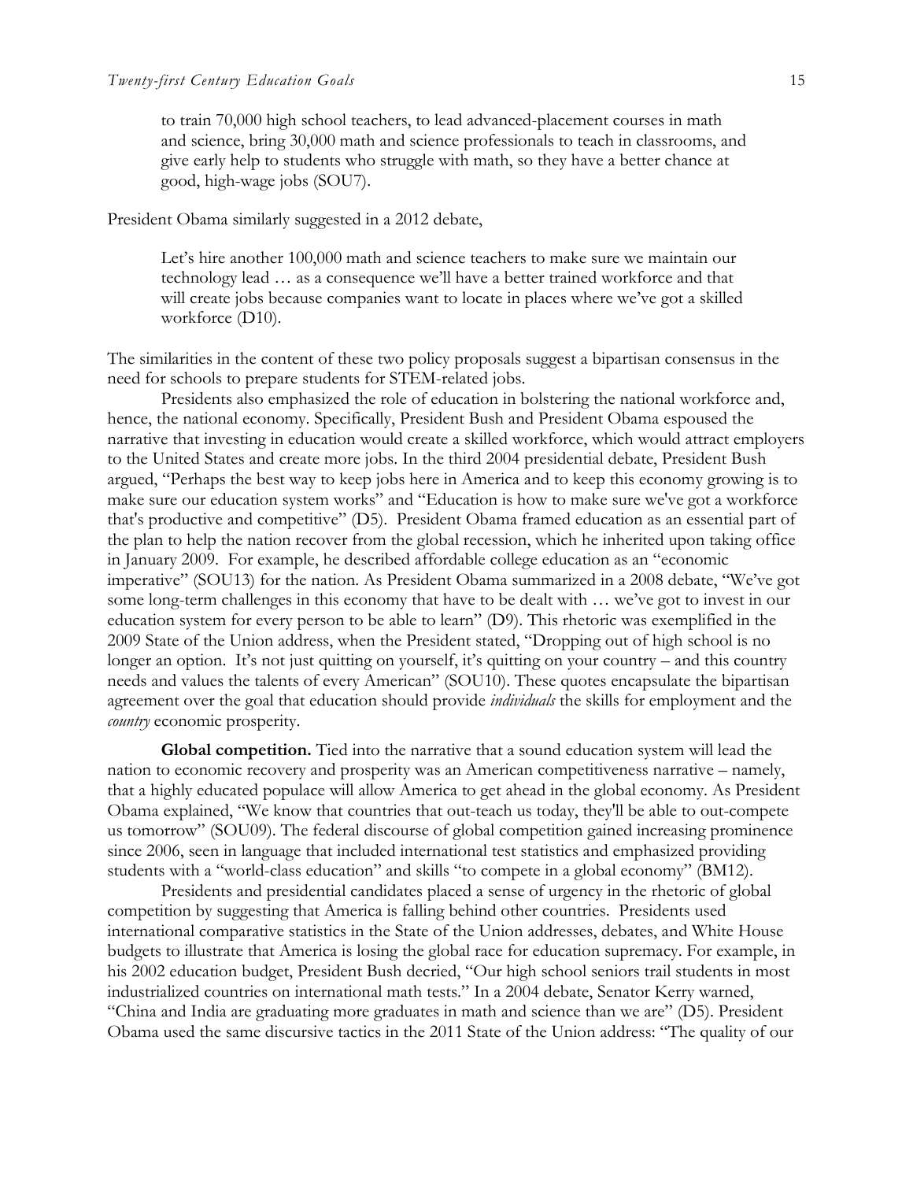> to train 70,000 high school teachers, to lead advanced-placement courses in math and science, bring 30,000 math and science professionals to teach in classrooms, and give early help to students who struggle with math, so they have a better chance at good, high-wage jobs (SOU7).

President Obama similarly suggested in a 2012 debate,

> Let's hire another 100,000 math and science teachers to make sure we maintain our technology lead … as a consequence we'll have a better trained workforce and that will create jobs because companies want to locate in places where we've got a skilled workforce (D10).

The similarities in the content of these two policy proposals suggest a bipartisan consensus in the need for schools to prepare students for STEM-related jobs.

Presidents also emphasized the role of education in bolstering the national workforce and, hence, the national economy. Specifically, President Bush and President Obama espoused the narrative that investing in education would create a skilled workforce, which would attract employers to the United States and create more jobs. In the third 2004 presidential debate, President Bush argued, "Perhaps the best way to keep jobs here in America and to keep this economy growing is to make sure our education system works" and "Education is how to make sure we've got a workforce that's productive and competitive" (D5). President Obama framed education as an essential part of the plan to help the nation recover from the global recession, which he inherited upon taking office in January 2009. For example, he described affordable college education as an "economic imperative" (SOU13) for the nation. As President Obama summarized in a 2008 debate, "We've got some long-term challenges in this economy that have to be dealt with … we've got to invest in our education system for every person to be able to learn" (D9). This rhetoric was exemplified in the 2009 State of the Union address, when the President stated, "Dropping out of high school is no longer an option. It's not just quitting on yourself, it's quitting on your country – and this country needs and values the talents of every American" (SOU10). These quotes encapsulate the bipartisan agreement over the goal that education should provide *individuals* the skills for employment and the *country* economic prosperity.

**Global competition.** Tied into the narrative that a sound education system will lead the nation to economic recovery and prosperity was an American competitiveness narrative – namely, that a highly educated populace will allow America to get ahead in the global economy. As President Obama explained, "We know that countries that out-teach us today, they'll be able to out-compete us tomorrow" (SOU09). The federal discourse of global competition gained increasing prominence since 2006, seen in language that included international test statistics and emphasized providing students with a "world-class education" and skills "to compete in a global economy" (BM12).

Presidents and presidential candidates placed a sense of urgency in the rhetoric of global competition by suggesting that America is falling behind other countries. Presidents used international comparative statistics in the State of the Union addresses, debates, and White House budgets to illustrate that America is losing the global race for education supremacy. For example, in his 2002 education budget, President Bush decried, "Our high school seniors trail students in most industrialized countries on international math tests." In a 2004 debate, Senator Kerry warned, "China and India are graduating more graduates in math and science than we are" (D5). President Obama used the same discursive tactics in the 2011 State of the Union address: "The quality of our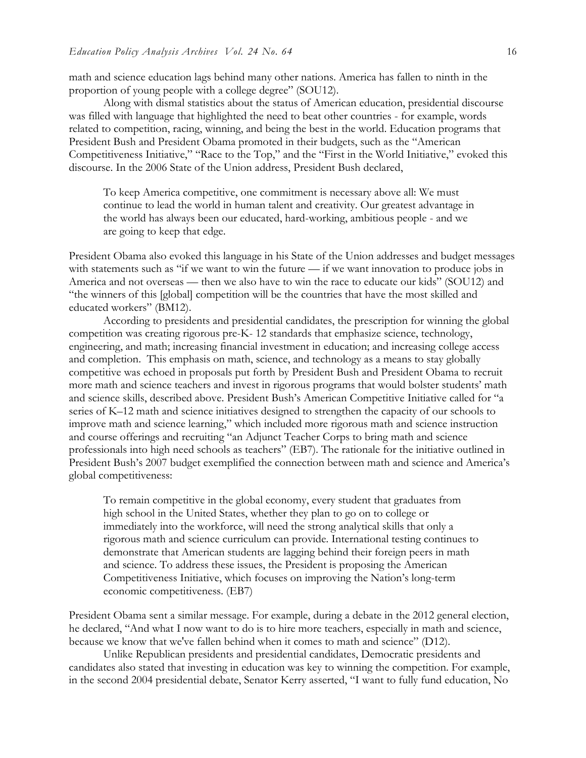math and science education lags behind many other nations. America has fallen to ninth in the proportion of young people with a college degree" (SOU12).

Along with dismal statistics about the status of American education, presidential discourse was filled with language that highlighted the need to beat other countries - for example, words related to competition, racing, winning, and being the best in the world. Education programs that President Bush and President Obama promoted in their budgets, such as the "American Competitiveness Initiative," "Race to the Top," and the "First in the World Initiative," evoked this discourse. In the 2006 State of the Union address, President Bush declared,

> To keep America competitive, one commitment is necessary above all: We must continue to lead the world in human talent and creativity. Our greatest advantage in the world has always been our educated, hard-working, ambitious people - and we are going to keep that edge.

President Obama also evoked this language in his State of the Union addresses and budget messages with statements such as "if we want to win the future — if we want innovation to produce jobs in America and not overseas — then we also have to win the race to educate our kids" (SOU12) and "the winners of this [global] competition will be the countries that have the most skilled and educated workers" (BM12).

According to presidents and presidential candidates, the prescription for winning the global competition was creating rigorous pre-K- 12 standards that emphasize science, technology, engineering, and math; increasing financial investment in education; and increasing college access and completion. This emphasis on math, science, and technology as a means to stay globally competitive was echoed in proposals put forth by President Bush and President Obama to recruit more math and science teachers and invest in rigorous programs that would bolster students' math and science skills, described above. President Bush's American Competitive Initiative called for "a series of K–12 math and science initiatives designed to strengthen the capacity of our schools to improve math and science learning," which included more rigorous math and science instruction and course offerings and recruiting "an Adjunct Teacher Corps to bring math and science professionals into high need schools as teachers" (EB7). The rationale for the initiative outlined in President Bush's 2007 budget exemplified the connection between math and science and America's global competitiveness:

> To remain competitive in the global economy, every student that graduates from high school in the United States, whether they plan to go on to college or immediately into the workforce, will need the strong analytical skills that only a rigorous math and science curriculum can provide. International testing continues to demonstrate that American students are lagging behind their foreign peers in math and science. To address these issues, the President is proposing the American Competitiveness Initiative, which focuses on improving the Nation's long-term economic competitiveness. (EB7)

President Obama sent a similar message. For example, during a debate in the 2012 general election, he declared, "And what I now want to do is to hire more teachers, especially in math and science, because we know that we've fallen behind when it comes to math and science" (D12).

Unlike Republican presidents and presidential candidates, Democratic presidents and candidates also stated that investing in education was key to winning the competition. For example, in the second 2004 presidential debate, Senator Kerry asserted, "I want to fully fund education, No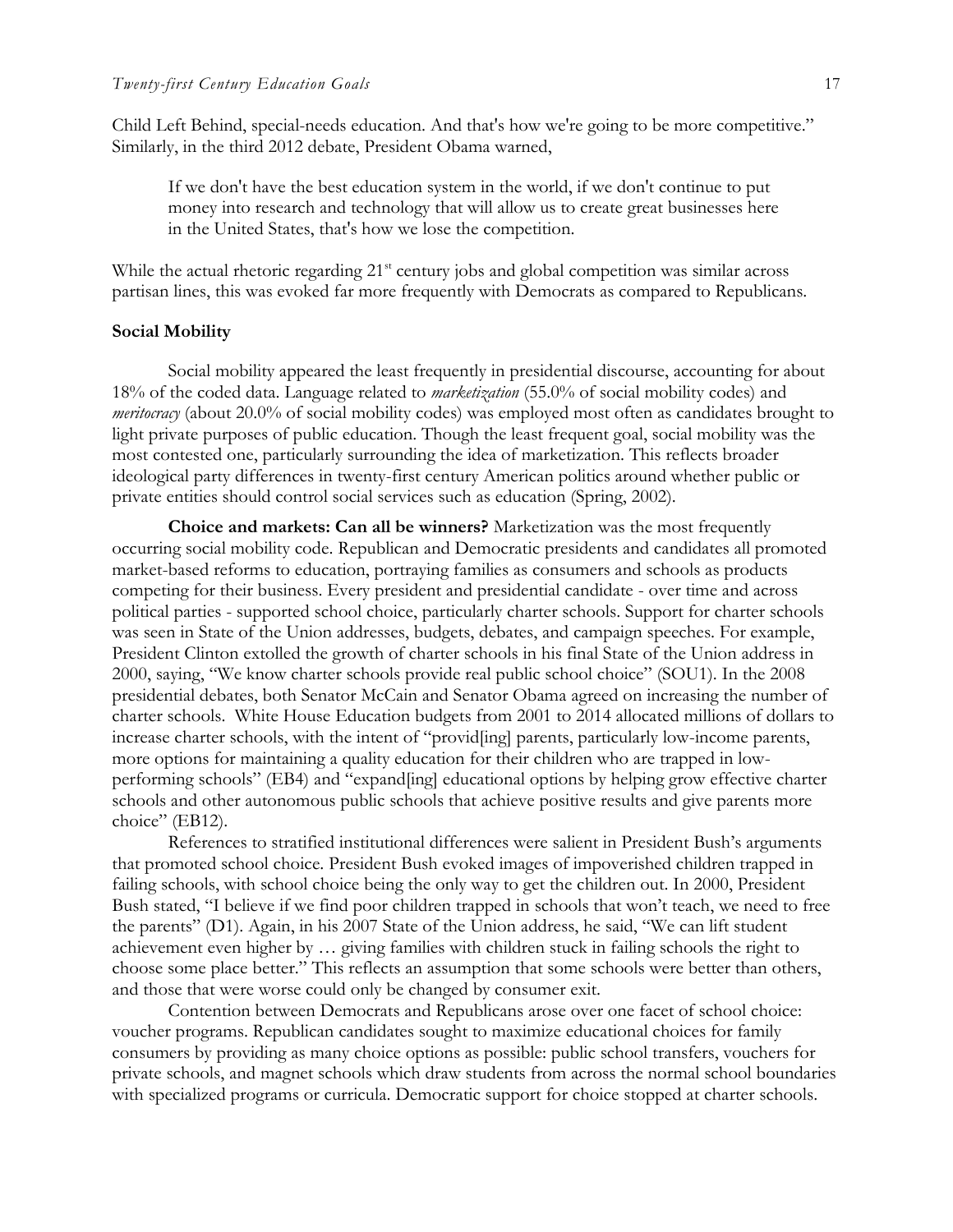Child Left Behind, special-needs education. And that's how we're going to be more competitive." Similarly, in the third 2012 debate, President Obama warned,

> If we don't have the best education system in the world, if we don't continue to put money into research and technology that will allow us to create great businesses here in the United States, that's how we lose the competition.

While the actual rhetoric regarding 21st century jobs and global competition was similar across partisan lines, this was evoked far more frequently with Democrats as compared to Republicans.

### Social Mobility

Social mobility appeared the least frequently in presidential discourse, accounting for about 18% of the coded data. Language related to *marketization* (55.0% of social mobility codes) and *meritocracy* (about 20.0% of social mobility codes) was employed most often as candidates brought to light private purposes of public education. Though the least frequent goal, social mobility was the most contested one, particularly surrounding the idea of marketization. This reflects broader ideological party differences in twenty-first century American politics around whether public or private entities should control social services such as education (Spring, 2002).

**Choice and markets: Can all be winners?** Marketization was the most frequently occurring social mobility code. Republican and Democratic presidents and candidates all promoted market-based reforms to education, portraying families as consumers and schools as products competing for their business. Every president and presidential candidate - over time and across political parties - supported school choice, particularly charter schools. Support for charter schools was seen in State of the Union addresses, budgets, debates, and campaign speeches. For example, President Clinton extolled the growth of charter schools in his final State of the Union address in 2000, saying, "We know charter schools provide real public school choice" (SOU1). In the 2008 presidential debates, both Senator McCain and Senator Obama agreed on increasing the number of charter schools. White House Education budgets from 2001 to 2014 allocated millions of dollars to increase charter schools, with the intent of "provid[ing] parents, particularly low-income parents, more options for maintaining a quality education for their children who are trapped in low-performing schools" (EB4) and "expand[ing] educational options by helping grow effective charter schools and other autonomous public schools that achieve positive results and give parents more choice" (EB12).

References to stratified institutional differences were salient in President Bush's arguments that promoted school choice. President Bush evoked images of impoverished children trapped in failing schools, with school choice being the only way to get the children out. In 2000, President Bush stated, "I believe if we find poor children trapped in schools that won't teach, we need to free the parents" (D1). Again, in his 2007 State of the Union address, he said, "We can lift student achievement even higher by … giving families with children stuck in failing schools the right to choose some place better." This reflects an assumption that some schools were better than others, and those that were worse could only be changed by consumer exit.

Contention between Democrats and Republicans arose over one facet of school choice: voucher programs. Republican candidates sought to maximize educational choices for family consumers by providing as many choice options as possible: public school transfers, vouchers for private schools, and magnet schools which draw students from across the normal school boundaries with specialized programs or curricula. Democratic support for choice stopped at charter schools.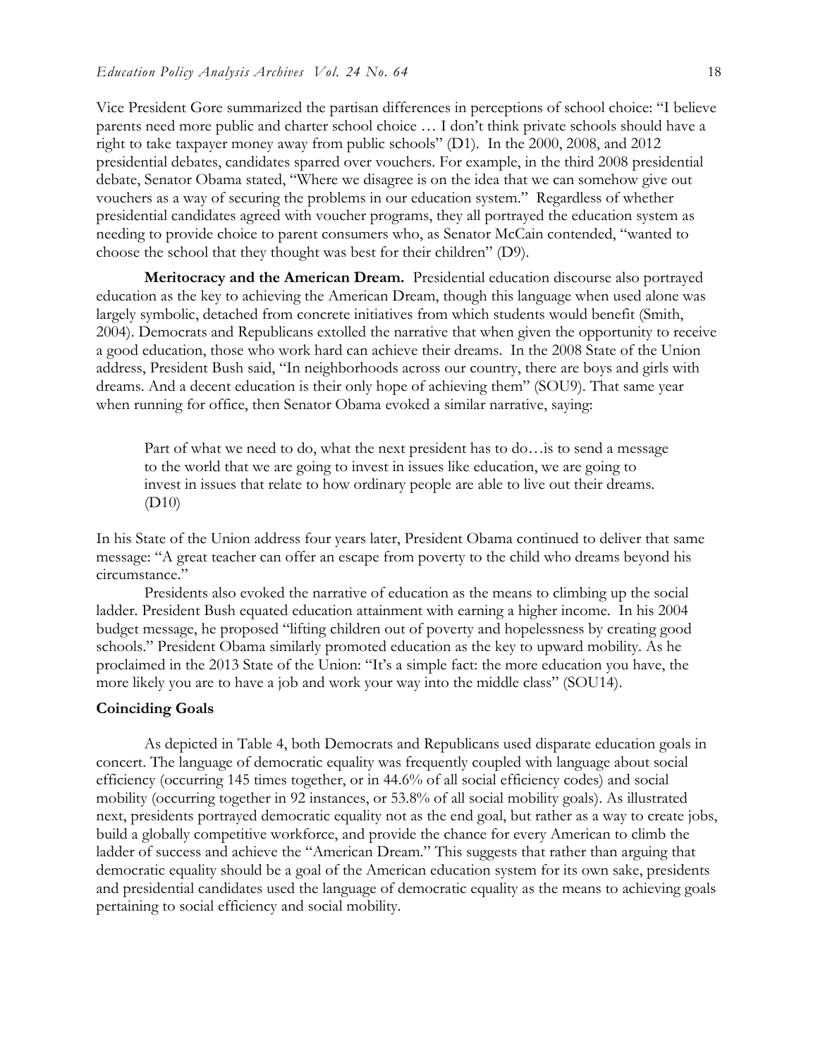Vice President Gore summarized the partisan differences in perceptions of school choice: "I believe parents need more public and charter school choice … I don't think private schools should have a right to take taxpayer money away from public schools" (D1). In the 2000, 2008, and 2012 presidential debates, candidates sparred over vouchers. For example, in the third 2008 presidential debate, Senator Obama stated, "Where we disagree is on the idea that we can somehow give out vouchers as a way of securing the problems in our education system." Regardless of whether presidential candidates agreed with voucher programs, they all portrayed the education system as needing to provide choice to parent consumers who, as Senator McCain contended, "wanted to choose the school that they thought was best for their children" (D9).

**Meritocracy and the American Dream.** Presidential education discourse also portrayed education as the key to achieving the American Dream, though this language when used alone was largely symbolic, detached from concrete initiatives from which students would benefit (Smith, 2004). Democrats and Republicans extolled the narrative that when given the opportunity to receive a good education, those who work hard can achieve their dreams. In the 2008 State of the Union address, President Bush said, "In neighborhoods across our country, there are boys and girls with dreams. And a decent education is their only hope of achieving them" (SOU9). That same year when running for office, then Senator Obama evoked a similar narrative, saying:

> Part of what we need to do, what the next president has to do…is to send a message to the world that we are going to invest in issues like education, we are going to invest in issues that relate to how ordinary people are able to live out their dreams. (D10)

In his State of the Union address four years later, President Obama continued to deliver that same message: "A great teacher can offer an escape from poverty to the child who dreams beyond his circumstance."

Presidents also evoked the narrative of education as the means to climbing up the social ladder. President Bush equated education attainment with earning a higher income. In his 2004 budget message, he proposed "lifting children out of poverty and hopelessness by creating good schools." President Obama similarly promoted education as the key to upward mobility. As he proclaimed in the 2013 State of the Union: "It's a simple fact: the more education you have, the more likely you are to have a job and work your way into the middle class" (SOU14).

### Coinciding Goals

As depicted in Table 4, both Democrats and Republicans used disparate education goals in concert. The language of democratic equality was frequently coupled with language about social efficiency (occurring 145 times together, or in 44.6% of all social efficiency codes) and social mobility (occurring together in 92 instances, or 53.8% of all social mobility goals). As illustrated next, presidents portrayed democratic equality not as the end goal, but rather as a way to create jobs, build a globally competitive workforce, and provide the chance for every American to climb the ladder of success and achieve the "American Dream." This suggests that rather than arguing that democratic equality should be a goal of the American education system for its own sake, presidents and presidential candidates used the language of democratic equality as the means to achieving goals pertaining to social efficiency and social mobility.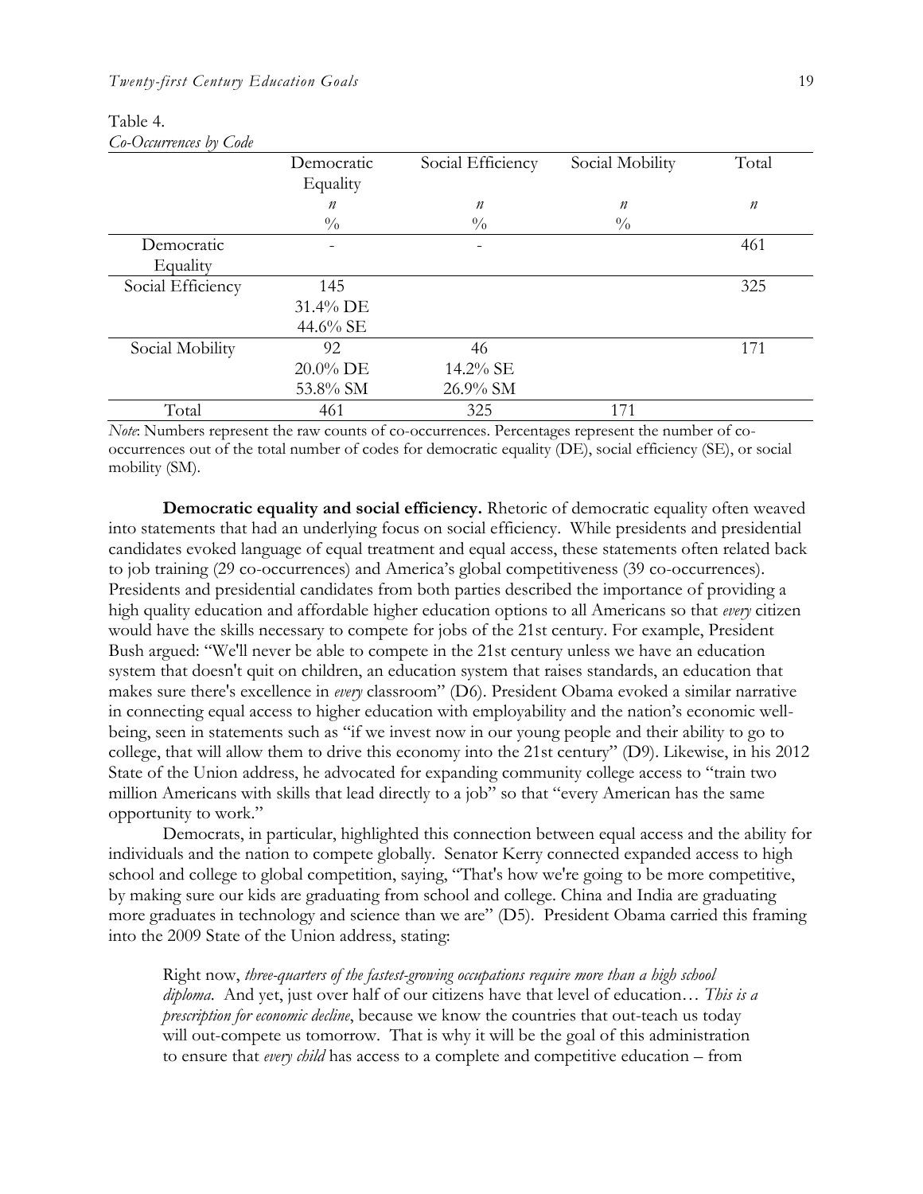Table 4.
*Co-Occurrences by Code*

| | Democratic Equality<br>*n*<br>% | Social Efficiency<br>*n*<br>% | Social Mobility<br>*n*<br>% | Total<br>*n* |
|---|---|---|---|---|
| Democratic Equality | - | - | | 461 |
| Social Efficiency | 145<br>31.4% DE<br>44.6% SE | | | 325 |
| Social Mobility | 92<br>20.0% DE<br>53.8% SM | 46<br>14.2% SE<br>26.9% SM | | 171 |
| Total | 461 | 325 | 171 | |

*Note*: Numbers represent the raw counts of co-occurrences. Percentages represent the number of co-occurrences out of the total number of codes for democratic equality (DE), social efficiency (SE), or social mobility (SM).

**Democratic equality and social efficiency.** Rhetoric of democratic equality often weaved into statements that had an underlying focus on social efficiency. While presidents and presidential candidates evoked language of equal treatment and equal access, these statements often related back to job training (29 co-occurrences) and America's global competitiveness (39 co-occurrences). Presidents and presidential candidates from both parties described the importance of providing a high quality education and affordable higher education options to all Americans so that *every* citizen would have the skills necessary to compete for jobs of the 21st century. For example, President Bush argued: "We'll never be able to compete in the 21st century unless we have an education system that doesn't quit on children, an education system that raises standards, an education that makes sure there's excellence in *every* classroom" (D6). President Obama evoked a similar narrative in connecting equal access to higher education with employability and the nation's economic well-being, seen in statements such as "if we invest now in our young people and their ability to go to college, that will allow them to drive this economy into the 21st century" (D9). Likewise, in his 2012 State of the Union address, he advocated for expanding community college access to "train two million Americans with skills that lead directly to a job" so that "every American has the same opportunity to work."

Democrats, in particular, highlighted this connection between equal access and the ability for individuals and the nation to compete globally. Senator Kerry connected expanded access to high school and college to global competition, saying, "That's how we're going to be more competitive, by making sure our kids are graduating from school and college. China and India are graduating more graduates in technology and science than we are" (D5). President Obama carried this framing into the 2009 State of the Union address, stating:

> Right now, *three-quarters of the fastest-growing occupations require more than a high school diploma*. And yet, just over half of our citizens have that level of education… *This is a prescription for economic decline*, because we know the countries that out-teach us today will out-compete us tomorrow. That is why it will be the goal of this administration to ensure that *every child* has access to a complete and competitive education – from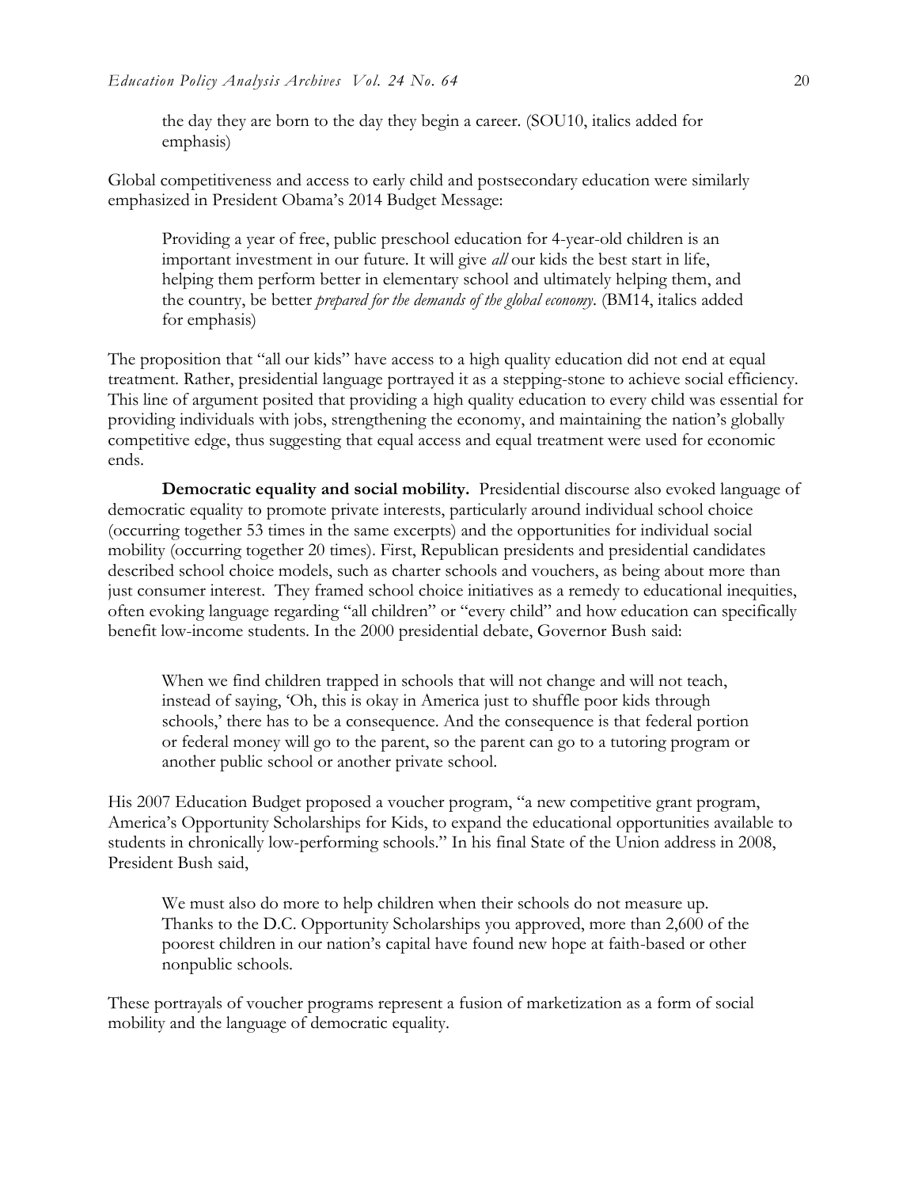> the day they are born to the day they begin a career. (SOU10, italics added for emphasis)

Global competitiveness and access to early child and postsecondary education were similarly emphasized in President Obama's 2014 Budget Message:

> Providing a year of free, public preschool education for 4-year-old children is an important investment in our future. It will give *all* our kids the best start in life, helping them perform better in elementary school and ultimately helping them, and the country, be better *prepared for the demands of the global economy*. (BM14, italics added for emphasis)

The proposition that "all our kids" have access to a high quality education did not end at equal treatment. Rather, presidential language portrayed it as a stepping-stone to achieve social efficiency. This line of argument posited that providing a high quality education to every child was essential for providing individuals with jobs, strengthening the economy, and maintaining the nation's globally competitive edge, thus suggesting that equal access and equal treatment were used for economic ends.

**Democratic equality and social mobility.** Presidential discourse also evoked language of democratic equality to promote private interests, particularly around individual school choice (occurring together 53 times in the same excerpts) and the opportunities for individual social mobility (occurring together 20 times). First, Republican presidents and presidential candidates described school choice models, such as charter schools and vouchers, as being about more than just consumer interest. They framed school choice initiatives as a remedy to educational inequities, often evoking language regarding "all children" or "every child" and how education can specifically benefit low-income students. In the 2000 presidential debate, Governor Bush said:

> When we find children trapped in schools that will not change and will not teach, instead of saying, 'Oh, this is okay in America just to shuffle poor kids through schools,' there has to be a consequence. And the consequence is that federal portion or federal money will go to the parent, so the parent can go to a tutoring program or another public school or another private school.

His 2007 Education Budget proposed a voucher program, "a new competitive grant program, America's Opportunity Scholarships for Kids, to expand the educational opportunities available to students in chronically low-performing schools." In his final State of the Union address in 2008, President Bush said,

> We must also do more to help children when their schools do not measure up. Thanks to the D.C. Opportunity Scholarships you approved, more than 2,600 of the poorest children in our nation's capital have found new hope at faith-based or other nonpublic schools.

These portrayals of voucher programs represent a fusion of marketization as a form of social mobility and the language of democratic equality.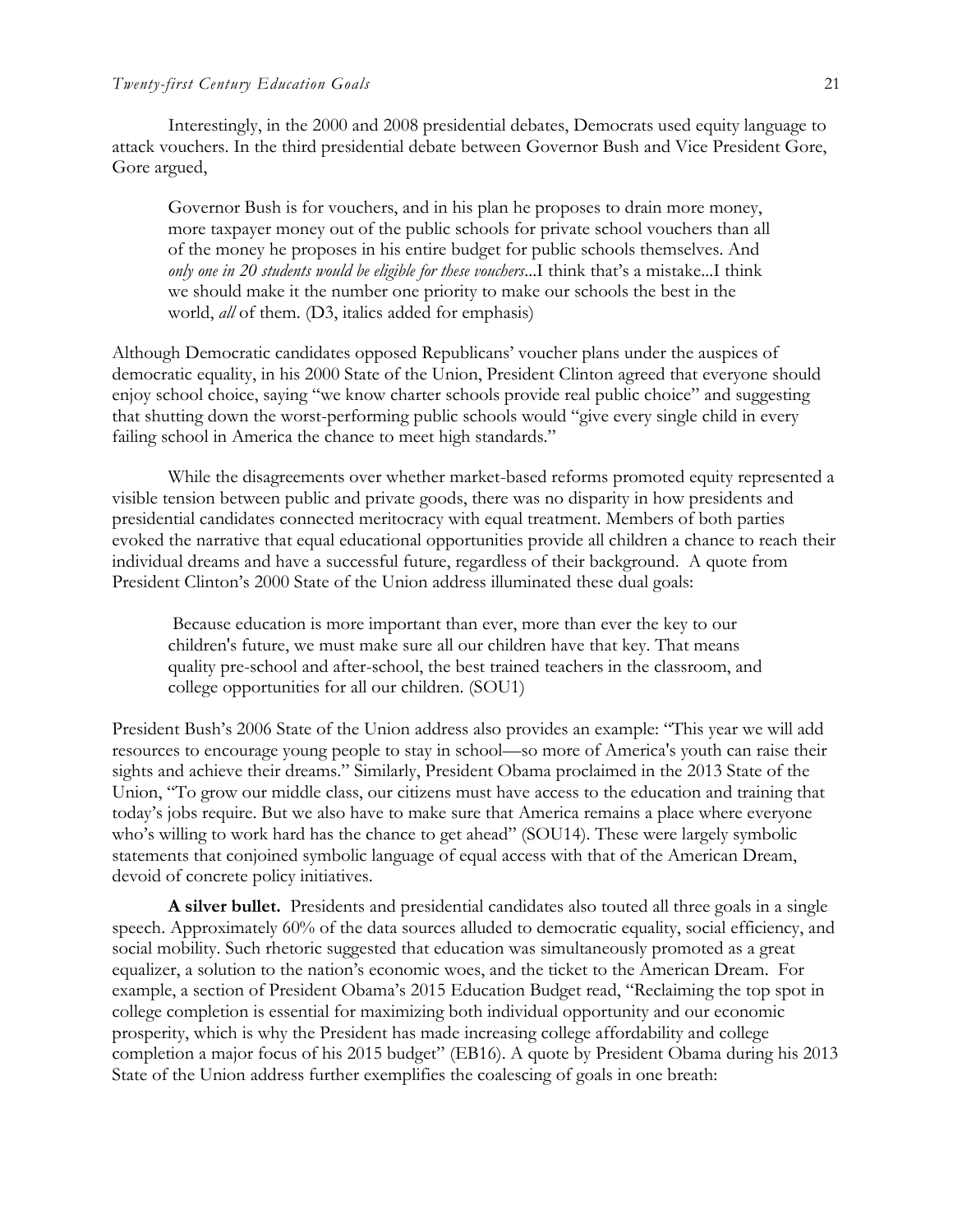Interestingly, in the 2000 and 2008 presidential debates, Democrats used equity language to attack vouchers. In the third presidential debate between Governor Bush and Vice President Gore, Gore argued,

> Governor Bush is for vouchers, and in his plan he proposes to drain more money, more taxpayer money out of the public schools for private school vouchers than all of the money he proposes in his entire budget for public schools themselves. And *only one in 20 students would be eligible for these vouchers*...I think that's a mistake...I think we should make it the number one priority to make our schools the best in the world, *all* of them. (D3, italics added for emphasis)

Although Democratic candidates opposed Republicans' voucher plans under the auspices of democratic equality, in his 2000 State of the Union, President Clinton agreed that everyone should enjoy school choice, saying "we know charter schools provide real public choice" and suggesting that shutting down the worst-performing public schools would "give every single child in every failing school in America the chance to meet high standards."

While the disagreements over whether market-based reforms promoted equity represented a visible tension between public and private goods, there was no disparity in how presidents and presidential candidates connected meritocracy with equal treatment. Members of both parties evoked the narrative that equal educational opportunities provide all children a chance to reach their individual dreams and have a successful future, regardless of their background. A quote from President Clinton's 2000 State of the Union address illuminated these dual goals:

> Because education is more important than ever, more than ever the key to our children's future, we must make sure all our children have that key. That means quality pre-school and after-school, the best trained teachers in the classroom, and college opportunities for all our children. (SOU1)

President Bush's 2006 State of the Union address also provides an example: "This year we will add resources to encourage young people to stay in school—so more of America's youth can raise their sights and achieve their dreams." Similarly, President Obama proclaimed in the 2013 State of the Union, "To grow our middle class, our citizens must have access to the education and training that today's jobs require. But we also have to make sure that America remains a place where everyone who's willing to work hard has the chance to get ahead" (SOU14). These were largely symbolic statements that conjoined symbolic language of equal access with that of the American Dream, devoid of concrete policy initiatives.

**A silver bullet.** Presidents and presidential candidates also touted all three goals in a single speech. Approximately 60% of the data sources alluded to democratic equality, social efficiency, and social mobility. Such rhetoric suggested that education was simultaneously promoted as a great equalizer, a solution to the nation's economic woes, and the ticket to the American Dream. For example, a section of President Obama's 2015 Education Budget read, "Reclaiming the top spot in college completion is essential for maximizing both individual opportunity and our economic prosperity, which is why the President has made increasing college affordability and college completion a major focus of his 2015 budget" (EB16). A quote by President Obama during his 2013 State of the Union address further exemplifies the coalescing of goals in one breath: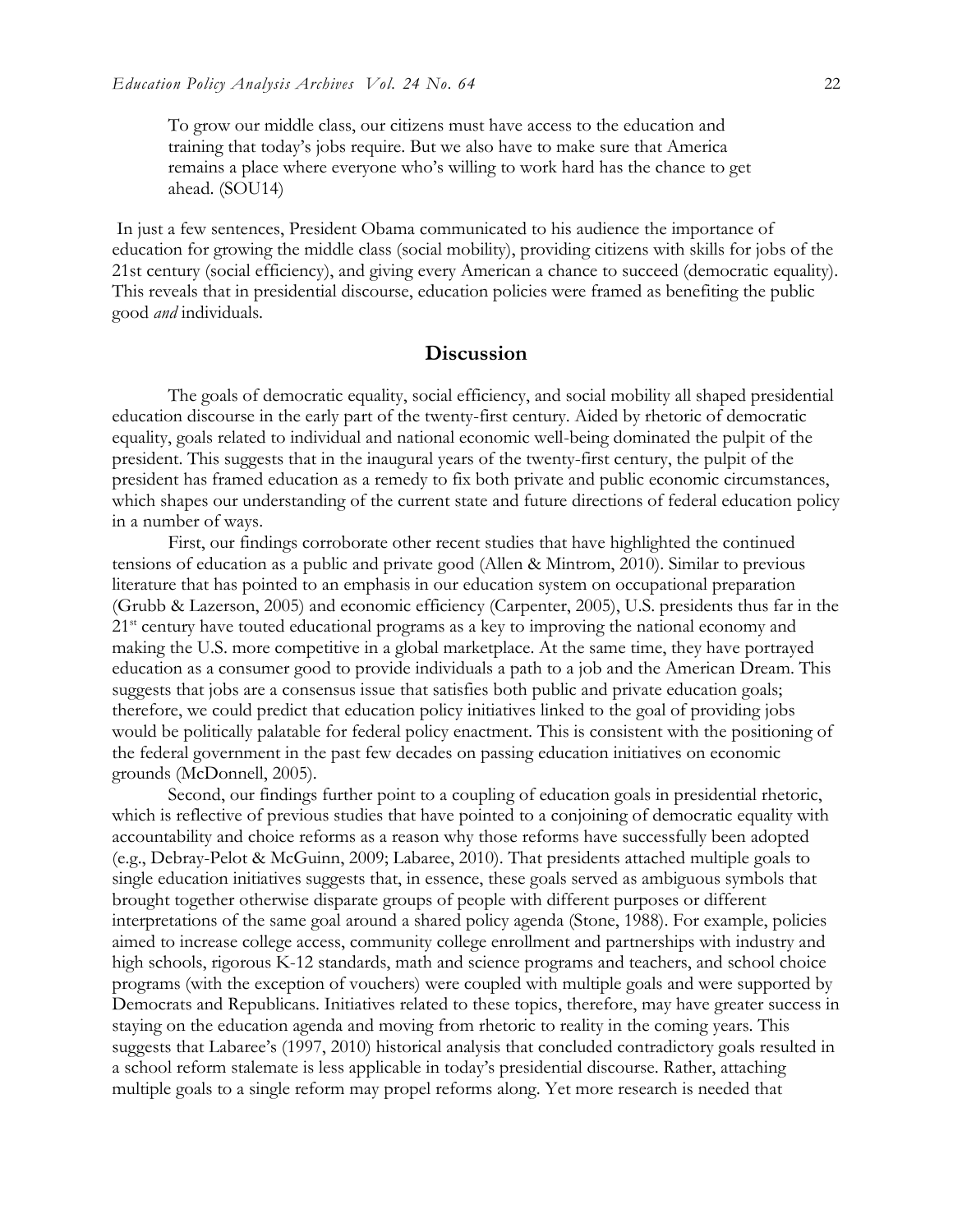> To grow our middle class, our citizens must have access to the education and training that today's jobs require. But we also have to make sure that America remains a place where everyone who's willing to work hard has the chance to get ahead. (SOU14)

In just a few sentences, President Obama communicated to his audience the importance of education for growing the middle class (social mobility), providing citizens with skills for jobs of the 21st century (social efficiency), and giving every American a chance to succeed (democratic equality). This reveals that in presidential discourse, education policies were framed as benefiting the public good *and* individuals.

## Discussion

The goals of democratic equality, social efficiency, and social mobility all shaped presidential education discourse in the early part of the twenty-first century. Aided by rhetoric of democratic equality, goals related to individual and national economic well-being dominated the pulpit of the president. This suggests that in the inaugural years of the twenty-first century, the pulpit of the president has framed education as a remedy to fix both private and public economic circumstances, which shapes our understanding of the current state and future directions of federal education policy in a number of ways.

First, our findings corroborate other recent studies that have highlighted the continued tensions of education as a public and private good (Allen & Mintrom, 2010). Similar to previous literature that has pointed to an emphasis in our education system on occupational preparation (Grubb & Lazerson, 2005) and economic efficiency (Carpenter, 2005), U.S. presidents thus far in the 21st century have touted educational programs as a key to improving the national economy and making the U.S. more competitive in a global marketplace. At the same time, they have portrayed education as a consumer good to provide individuals a path to a job and the American Dream. This suggests that jobs are a consensus issue that satisfies both public and private education goals; therefore, we could predict that education policy initiatives linked to the goal of providing jobs would be politically palatable for federal policy enactment. This is consistent with the positioning of the federal government in the past few decades on passing education initiatives on economic grounds (McDonnell, 2005).

Second, our findings further point to a coupling of education goals in presidential rhetoric, which is reflective of previous studies that have pointed to a conjoining of democratic equality with accountability and choice reforms as a reason why those reforms have successfully been adopted (e.g., Debray-Pelot & McGuinn, 2009; Labaree, 2010). That presidents attached multiple goals to single education initiatives suggests that, in essence, these goals served as ambiguous symbols that brought together otherwise disparate groups of people with different purposes or different interpretations of the same goal around a shared policy agenda (Stone, 1988). For example, policies aimed to increase college access, community college enrollment and partnerships with industry and high schools, rigorous K-12 standards, math and science programs and teachers, and school choice programs (with the exception of vouchers) were coupled with multiple goals and were supported by Democrats and Republicans. Initiatives related to these topics, therefore, may have greater success in staying on the education agenda and moving from rhetoric to reality in the coming years. This suggests that Labaree's (1997, 2010) historical analysis that concluded contradictory goals resulted in a school reform stalemate is less applicable in today's presidential discourse. Rather, attaching multiple goals to a single reform may propel reforms along. Yet more research is needed that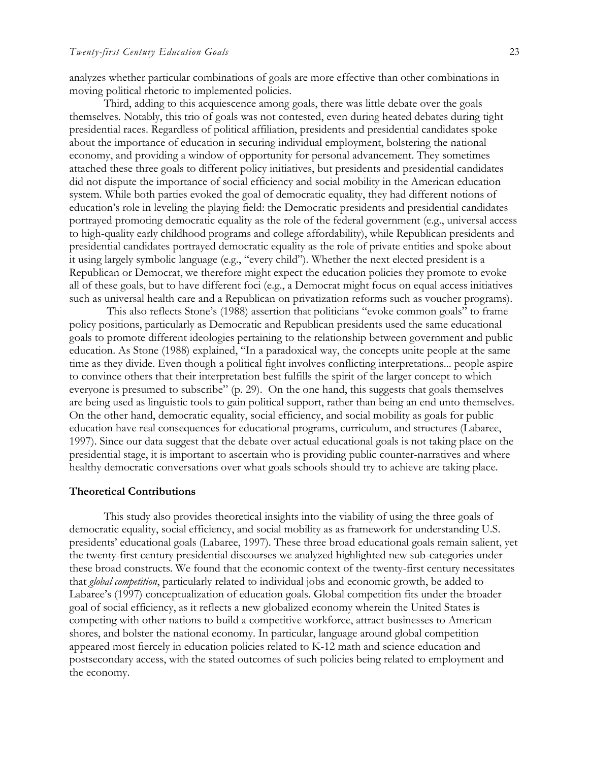analyzes whether particular combinations of goals are more effective than other combinations in moving political rhetoric to implemented policies.

Third, adding to this acquiescence among goals, there was little debate over the goals themselves. Notably, this trio of goals was not contested, even during heated debates during tight presidential races. Regardless of political affiliation, presidents and presidential candidates spoke about the importance of education in securing individual employment, bolstering the national economy, and providing a window of opportunity for personal advancement. They sometimes attached these three goals to different policy initiatives, but presidents and presidential candidates did not dispute the importance of social efficiency and social mobility in the American education system. While both parties evoked the goal of democratic equality, they had different notions of education's role in leveling the playing field: the Democratic presidents and presidential candidates portrayed promoting democratic equality as the role of the federal government (e.g., universal access to high-quality early childhood programs and college affordability), while Republican presidents and presidential candidates portrayed democratic equality as the role of private entities and spoke about it using largely symbolic language (e.g., "every child"). Whether the next elected president is a Republican or Democrat, we therefore might expect the education policies they promote to evoke all of these goals, but to have different foci (e.g., a Democrat might focus on equal access initiatives such as universal health care and a Republican on privatization reforms such as voucher programs).

This also reflects Stone's (1988) assertion that politicians "evoke common goals" to frame policy positions, particularly as Democratic and Republican presidents used the same educational goals to promote different ideologies pertaining to the relationship between government and public education. As Stone (1988) explained, "In a paradoxical way, the concepts unite people at the same time as they divide. Even though a political fight involves conflicting interpretations... people aspire to convince others that their interpretation best fulfills the spirit of the larger concept to which everyone is presumed to subscribe" (p. 29). On the one hand, this suggests that goals themselves are being used as linguistic tools to gain political support, rather than being an end unto themselves. On the other hand, democratic equality, social efficiency, and social mobility as goals for public education have real consequences for educational programs, curriculum, and structures (Labaree, 1997). Since our data suggest that the debate over actual educational goals is not taking place on the presidential stage, it is important to ascertain who is providing public counter-narratives and where healthy democratic conversations over what goals schools should try to achieve are taking place.

### Theoretical Contributions

This study also provides theoretical insights into the viability of using the three goals of democratic equality, social efficiency, and social mobility as as framework for understanding U.S. presidents' educational goals (Labaree, 1997). These three broad educational goals remain salient, yet the twenty-first century presidential discourses we analyzed highlighted new sub-categories under these broad constructs. We found that the economic context of the twenty-first century necessitates that *global competition*, particularly related to individual jobs and economic growth, be added to Labaree's (1997) conceptualization of education goals. Global competition fits under the broader goal of social efficiency, as it reflects a new globalized economy wherein the United States is competing with other nations to build a competitive workforce, attract businesses to American shores, and bolster the national economy. In particular, language around global competition appeared most fiercely in education policies related to K-12 math and science education and postsecondary access, with the stated outcomes of such policies being related to employment and the economy.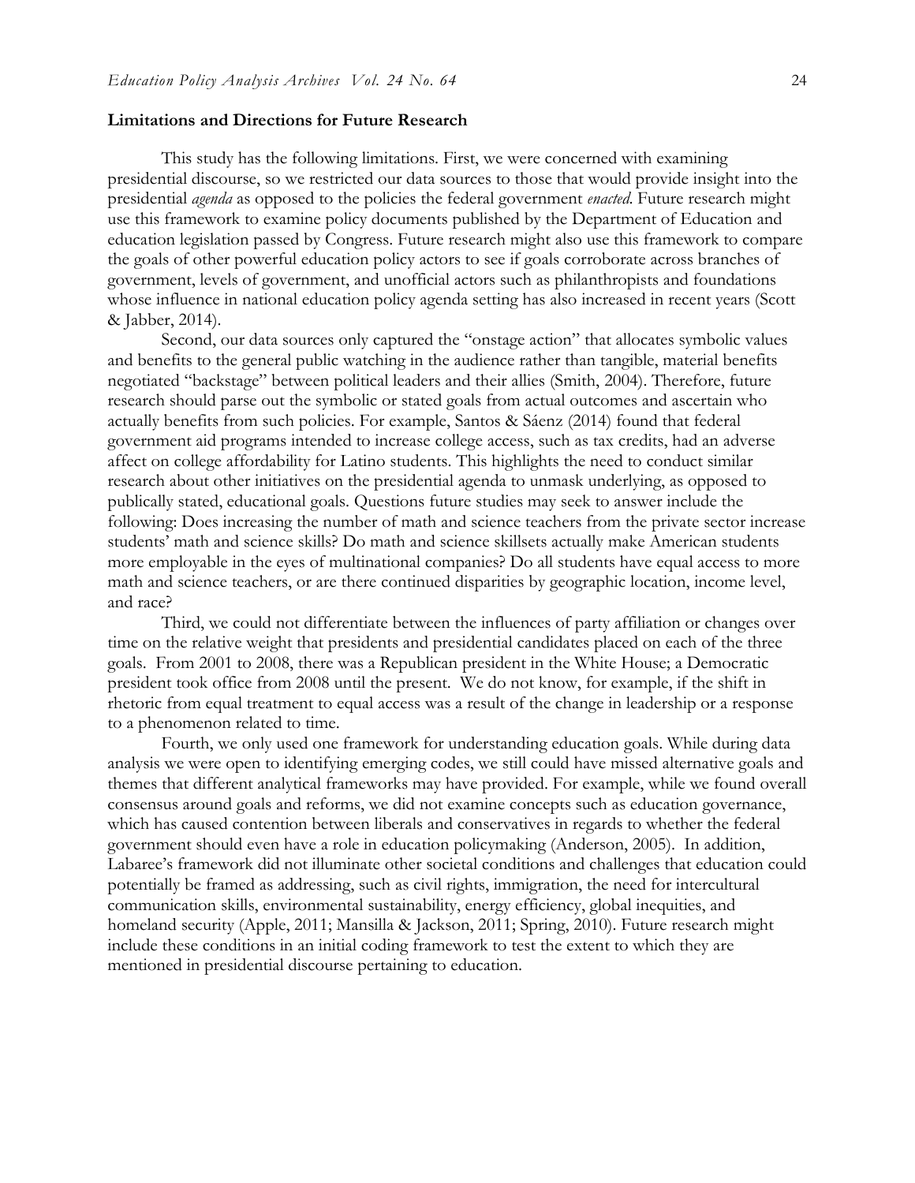### Limitations and Directions for Future Research

This study has the following limitations. First, we were concerned with examining presidential discourse, so we restricted our data sources to those that would provide insight into the presidential *agenda* as opposed to the policies the federal government *enacted*. Future research might use this framework to examine policy documents published by the Department of Education and education legislation passed by Congress. Future research might also use this framework to compare the goals of other powerful education policy actors to see if goals corroborate across branches of government, levels of government, and unofficial actors such as philanthropists and foundations whose influence in national education policy agenda setting has also increased in recent years (Scott & Jabber, 2014).

Second, our data sources only captured the "onstage action" that allocates symbolic values and benefits to the general public watching in the audience rather than tangible, material benefits negotiated "backstage" between political leaders and their allies (Smith, 2004). Therefore, future research should parse out the symbolic or stated goals from actual outcomes and ascertain who actually benefits from such policies. For example, Santos & Sáenz (2014) found that federal government aid programs intended to increase college access, such as tax credits, had an adverse affect on college affordability for Latino students. This highlights the need to conduct similar research about other initiatives on the presidential agenda to unmask underlying, as opposed to publically stated, educational goals. Questions future studies may seek to answer include the following: Does increasing the number of math and science teachers from the private sector increase students' math and science skills? Do math and science skillsets actually make American students more employable in the eyes of multinational companies? Do all students have equal access to more math and science teachers, or are there continued disparities by geographic location, income level, and race?

Third, we could not differentiate between the influences of party affiliation or changes over time on the relative weight that presidents and presidential candidates placed on each of the three goals. From 2001 to 2008, there was a Republican president in the White House; a Democratic president took office from 2008 until the present. We do not know, for example, if the shift in rhetoric from equal treatment to equal access was a result of the change in leadership or a response to a phenomenon related to time.

Fourth, we only used one framework for understanding education goals. While during data analysis we were open to identifying emerging codes, we still could have missed alternative goals and themes that different analytical frameworks may have provided. For example, while we found overall consensus around goals and reforms, we did not examine concepts such as education governance, which has caused contention between liberals and conservatives in regards to whether the federal government should even have a role in education policymaking (Anderson, 2005). In addition, Labaree's framework did not illuminate other societal conditions and challenges that education could potentially be framed as addressing, such as civil rights, immigration, the need for intercultural communication skills, environmental sustainability, energy efficiency, global inequities, and homeland security (Apple, 2011; Mansilla & Jackson, 2011; Spring, 2010). Future research might include these conditions in an initial coding framework to test the extent to which they are mentioned in presidential discourse pertaining to education.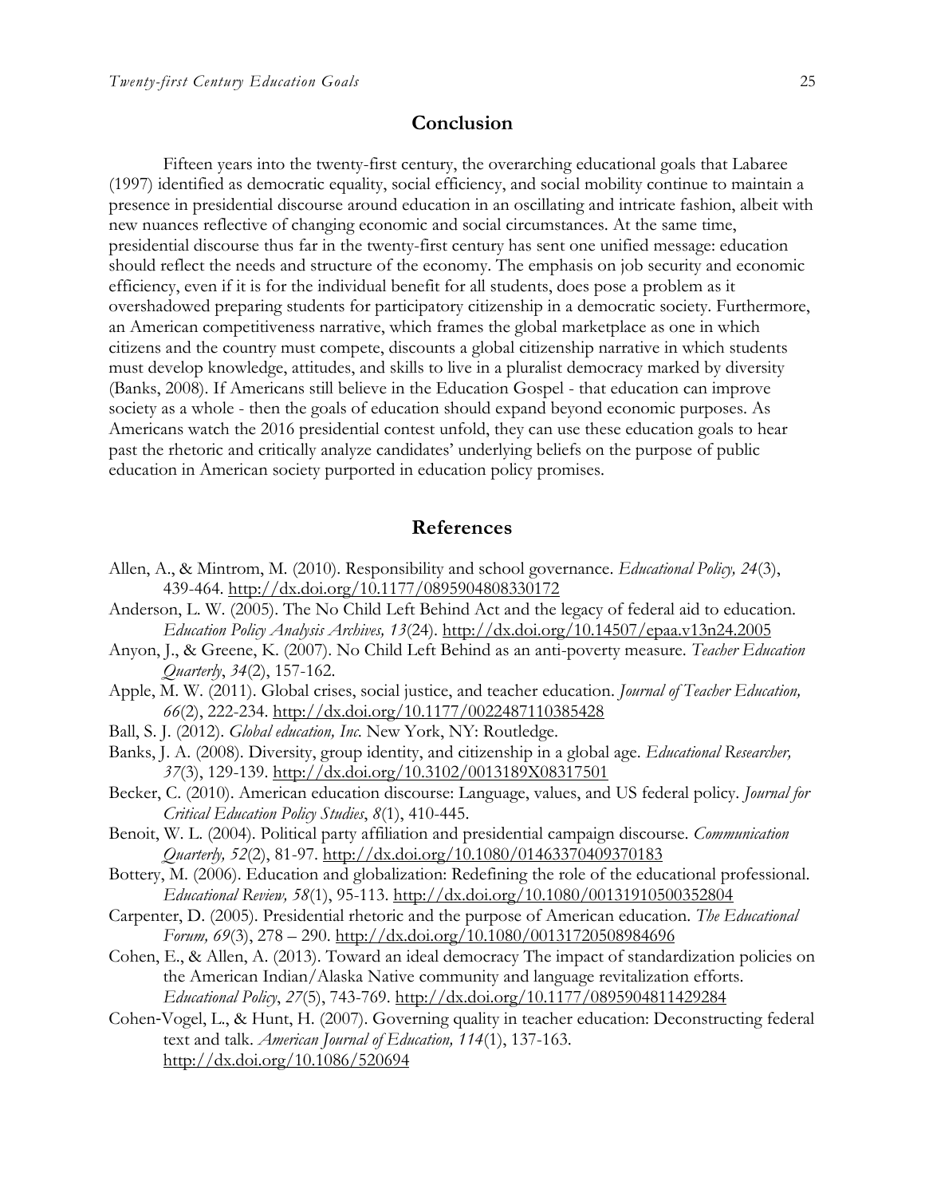## Conclusion

Fifteen years into the twenty-first century, the overarching educational goals that Labaree (1997) identified as democratic equality, social efficiency, and social mobility continue to maintain a presence in presidential discourse around education in an oscillating and intricate fashion, albeit with new nuances reflective of changing economic and social circumstances. At the same time, presidential discourse thus far in the twenty-first century has sent one unified message: education should reflect the needs and structure of the economy. The emphasis on job security and economic efficiency, even if it is for the individual benefit for all students, does pose a problem as it overshadowed preparing students for participatory citizenship in a democratic society. Furthermore, an American competitiveness narrative, which frames the global marketplace as one in which citizens and the country must compete, discounts a global citizenship narrative in which students must develop knowledge, attitudes, and skills to live in a pluralist democracy marked by diversity (Banks, 2008). If Americans still believe in the Education Gospel - that education can improve society as a whole - then the goals of education should expand beyond economic purposes. As Americans watch the 2016 presidential contest unfold, they can use these education goals to hear past the rhetoric and critically analyze candidates' underlying beliefs on the purpose of public education in American society purported in education policy promises.

## References

Allen, A., & Mintrom, M. (2010). Responsibility and school governance. *Educational Policy, 24*(3), 439-464. http://dx.doi.org/10.1177/0895904808330172

Anderson, L. W. (2005). The No Child Left Behind Act and the legacy of federal aid to education. *Education Policy Analysis Archives, 13*(24). http://dx.doi.org/10.14507/epaa.v13n24.2005

Anyon, J., & Greene, K. (2007). No Child Left Behind as an anti-poverty measure. *Teacher Education Quarterly*, *34*(2), 157-162.

Apple, M. W. (2011). Global crises, social justice, and teacher education. *Journal of Teacher Education, 66*(2), 222-234. http://dx.doi.org/10.1177/0022487110385428

Ball, S. J. (2012). *Global education, Inc.* New York, NY: Routledge.

Banks, J. A. (2008). Diversity, group identity, and citizenship in a global age. *Educational Researcher, 37*(3), 129-139. http://dx.doi.org/10.3102/0013189X08317501

Becker, C. (2010). American education discourse: Language, values, and US federal policy. *Journal for Critical Education Policy Studies*, *8*(1), 410-445.

Benoit, W. L. (2004). Political party affiliation and presidential campaign discourse. *Communication Quarterly, 52*(2), 81-97. http://dx.doi.org/10.1080/01463370409370183

Bottery, M. (2006). Education and globalization: Redefining the role of the educational professional. *Educational Review, 58*(1), 95-113. http://dx.doi.org/10.1080/00131910500352804

Carpenter, D. (2005). Presidential rhetoric and the purpose of American education. *The Educational Forum, 69*(3), 278 – 290. http://dx.doi.org/10.1080/00131720508984696

Cohen, E., & Allen, A. (2013). Toward an ideal democracy The impact of standardization policies on the American Indian/Alaska Native community and language revitalization efforts. *Educational Policy*, *27*(5), 743-769. http://dx.doi.org/10.1177/0895904811429284

Cohen-Vogel, L., & Hunt, H. (2007). Governing quality in teacher education: Deconstructing federal text and talk. *American Journal of Education, 114*(1), 137-163. http://dx.doi.org/10.1086/520694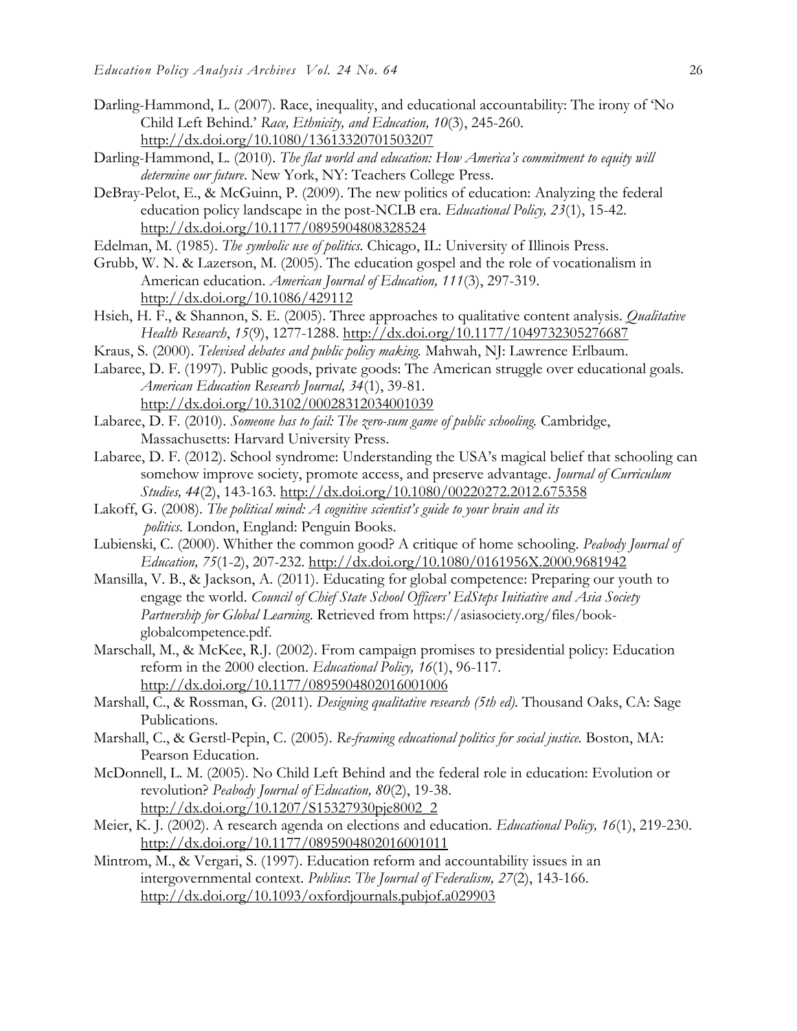Darling-Hammond, L. (2007). Race, inequality, and educational accountability: The irony of 'No Child Left Behind.' *Race, Ethnicity, and Education, 10*(3), 245-260. http://dx.doi.org/10.1080/13613320701503207

Darling-Hammond, L. (2010). *The flat world and education: How America's commitment to equity will determine our future*. New York, NY: Teachers College Press.

DeBray-Pelot, E., & McGuinn, P. (2009). The new politics of education: Analyzing the federal education policy landscape in the post-NCLB era. *Educational Policy, 23*(1), 15-42. http://dx.doi.org/10.1177/0895904808328524

Edelman, M. (1985). *The symbolic use of politics*. Chicago, IL: University of Illinois Press.

Grubb, W. N. & Lazerson, M. (2005). The education gospel and the role of vocationalism in American education. *American Journal of Education, 111*(3), 297-319. http://dx.doi.org/10.1086/429112

Hsieh, H. F., & Shannon, S. E. (2005). Three approaches to qualitative content analysis. *Qualitative Health Research*, *15*(9), 1277-1288. http://dx.doi.org/10.1177/1049732305276687

Kraus, S. (2000). *Televised debates and public policy making.* Mahwah, NJ: Lawrence Erlbaum.

Labaree, D. F. (1997). Public goods, private goods: The American struggle over educational goals. *American Education Research Journal, 34*(1), 39-81. http://dx.doi.org/10.3102/00028312034001039

Labaree, D. F. (2010). *Someone has to fail: The zero-sum game of public schooling.* Cambridge, Massachusetts: Harvard University Press.

Labaree, D. F. (2012). School syndrome: Understanding the USA's magical belief that schooling can somehow improve society, promote access, and preserve advantage. *Journal of Curriculum Studies, 44*(2), 143-163. http://dx.doi.org/10.1080/00220272.2012.675358

Lakoff, G. (2008). *The political mind: A cognitive scientist's guide to your brain and its politics.* London, England: Penguin Books.

Lubienski, C. (2000). Whither the common good? A critique of home schooling. *Peabody Journal of Education, 75*(1-2), 207-232. http://dx.doi.org/10.1080/0161956X.2000.9681942

Mansilla, V. B., & Jackson, A. (2011). Educating for global competence: Preparing our youth to engage the world. *Council of Chief State School Officers' EdSteps Initiative and Asia Society Partnership for Global Learning*. Retrieved from https://asiasociety.org/files/book-globalcompetence.pdf.

Marschall, M., & McKee, R.J. (2002). From campaign promises to presidential policy: Education reform in the 2000 election. *Educational Policy, 16*(1), 96-117. http://dx.doi.org/10.1177/0895904802016001006

Marshall, C., & Rossman, G. (2011). *Designing qualitative research (5th ed).* Thousand Oaks, CA: Sage Publications.

Marshall, C., & Gerstl-Pepin, C. (2005). *Re-framing educational politics for social justice.* Boston, MA: Pearson Education.

McDonnell, L. M. (2005). No Child Left Behind and the federal role in education: Evolution or revolution? *Peabody Journal of Education, 80*(2), 19-38. http://dx.doi.org/10.1207/S15327930pje8002_2

Meier, K. J. (2002). A research agenda on elections and education. *Educational Policy, 16*(1), 219-230. http://dx.doi.org/10.1177/0895904802016001011

Mintrom, M., & Vergari, S. (1997). Education reform and accountability issues in an intergovernmental context. *Publius: The Journal of Federalism, 27*(2), 143-166. http://dx.doi.org/10.1093/oxfordjournals.pubjof.a029903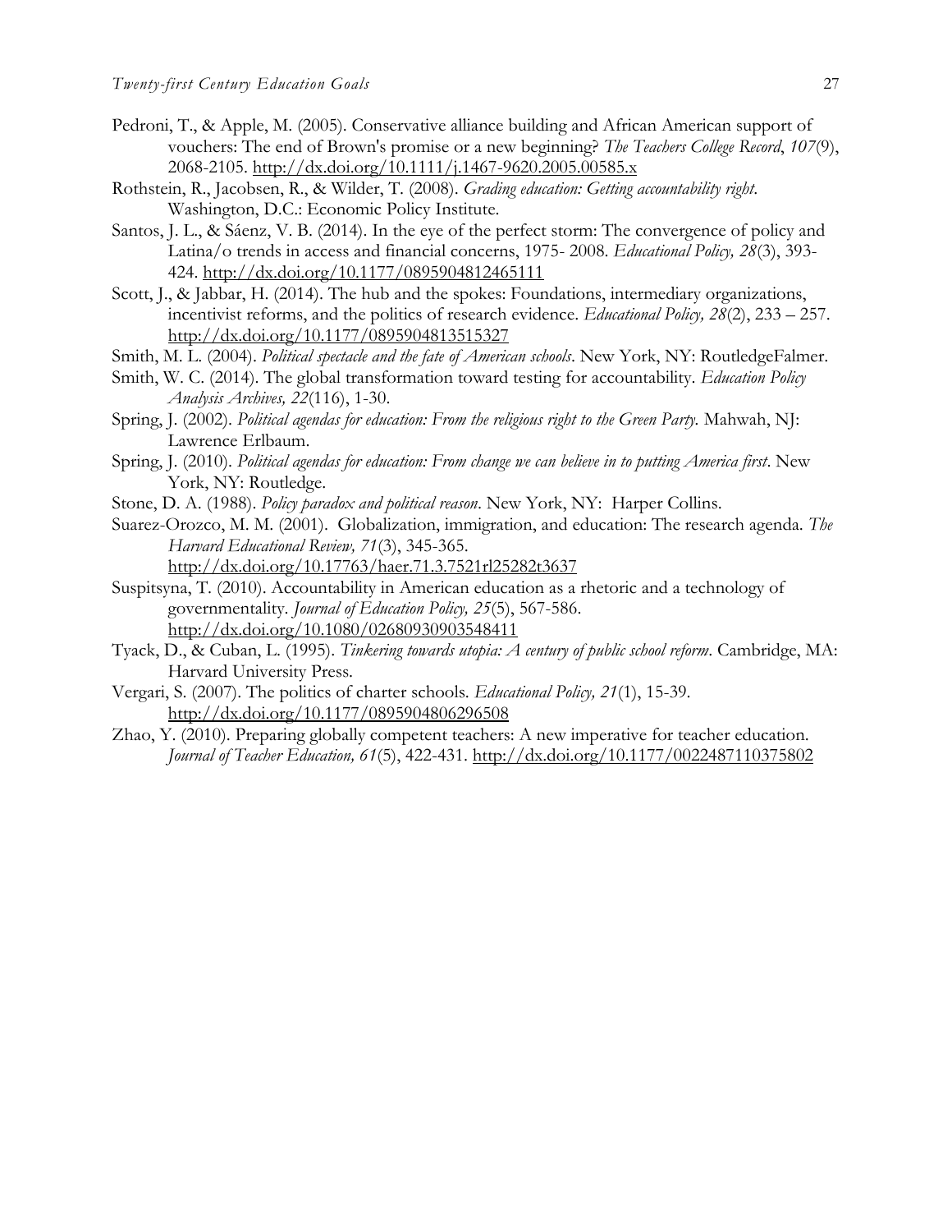Pedroni, T., & Apple, M. (2005). Conservative alliance building and African American support of vouchers: The end of Brown's promise or a new beginning? *The Teachers College Record*, *107*(9), 2068-2105. http://dx.doi.org/10.1111/j.1467-9620.2005.00585.x

Rothstein, R., Jacobsen, R., & Wilder, T. (2008). *Grading education: Getting accountability right*. Washington, D.C.: Economic Policy Institute.

Santos, J. L., & Sáenz, V. B. (2014). In the eye of the perfect storm: The convergence of policy and Latina/o trends in access and financial concerns, 1975- 2008. *Educational Policy, 28*(3), 393-424. http://dx.doi.org/10.1177/0895904812465111

Scott, J., & Jabbar, H. (2014). The hub and the spokes: Foundations, intermediary organizations, incentivist reforms, and the politics of research evidence. *Educational Policy, 28*(2), 233 – 257. http://dx.doi.org/10.1177/0895904813515327

Smith, M. L. (2004). *Political spectacle and the fate of American schools*. New York, NY: RoutledgeFalmer.

Smith, W. C. (2014). The global transformation toward testing for accountability. *Education Policy Analysis Archives, 22*(116), 1-30.

Spring, J. (2002). *Political agendas for education: From the religious right to the Green Party.* Mahwah, NJ: Lawrence Erlbaum.

Spring, J. (2010). *Political agendas for education: From change we can believe in to putting America first*. New York, NY: Routledge.

Stone, D. A. (1988). *Policy paradox and political reason*. New York, NY: Harper Collins.

Suarez-Orozco, M. M. (2001). Globalization, immigration, and education: The research agenda. *The Harvard Educational Review, 71*(3), 345-365. http://dx.doi.org/10.17763/haer.71.3.7521rl25282t3637

Suspitsyna, T. (2010). Accountability in American education as a rhetoric and a technology of governmentality. *Journal of Education Policy, 25*(5), 567-586. http://dx.doi.org/10.1080/02680930903548411

Tyack, D., & Cuban, L. (1995). *Tinkering towards utopia: A century of public school reform*. Cambridge, MA: Harvard University Press.

Vergari, S. (2007). The politics of charter schools. *Educational Policy, 21*(1), 15-39. http://dx.doi.org/10.1177/0895904806296508

Zhao, Y. (2010). Preparing globally competent teachers: A new imperative for teacher education. *Journal of Teacher Education, 61*(5), 422-431. http://dx.doi.org/10.1177/0022487110375802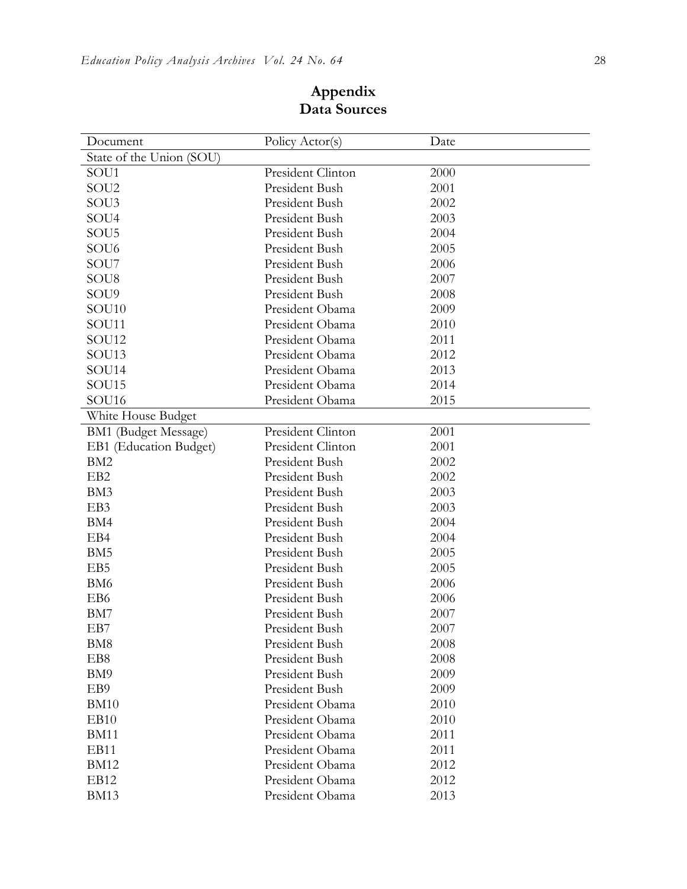# Appendix
## Data Sources

| Document | Policy Actor(s) | Date |
|---|---|---|
| State of the Union (SOU) | | |
| SOU1 | President Clinton | 2000 |
| SOU2 | President Bush | 2001 |
| SOU3 | President Bush | 2002 |
| SOU4 | President Bush | 2003 |
| SOU5 | President Bush | 2004 |
| SOU6 | President Bush | 2005 |
| SOU7 | President Bush | 2006 |
| SOU8 | President Bush | 2007 |
| SOU9 | President Bush | 2008 |
| SOU10 | President Obama | 2009 |
| SOU11 | President Obama | 2010 |
| SOU12 | President Obama | 2011 |
| SOU13 | President Obama | 2012 |
| SOU14 | President Obama | 2013 |
| SOU15 | President Obama | 2014 |
| SOU16 | President Obama | 2015 |
| White House Budget | | |
| BM1 (Budget Message) | President Clinton | 2001 |
| EB1 (Education Budget) | President Clinton | 2001 |
| BM2 | President Bush | 2002 |
| EB2 | President Bush | 2002 |
| BM3 | President Bush | 2003 |
| EB3 | President Bush | 2003 |
| BM4 | President Bush | 2004 |
| EB4 | President Bush | 2004 |
| BM5 | President Bush | 2005 |
| EB5 | President Bush | 2005 |
| BM6 | President Bush | 2006 |
| EB6 | President Bush | 2006 |
| BM7 | President Bush | 2007 |
| EB7 | President Bush | 2007 |
| BM8 | President Bush | 2008 |
| EB8 | President Bush | 2008 |
| BM9 | President Bush | 2009 |
| EB9 | President Bush | 2009 |
| BM10 | President Obama | 2010 |
| EB10 | President Obama | 2010 |
| BM11 | President Obama | 2011 |
| EB11 | President Obama | 2011 |
| BM12 | President Obama | 2012 |
| EB12 | President Obama | 2012 |
| BM13 | President Obama | 2013 |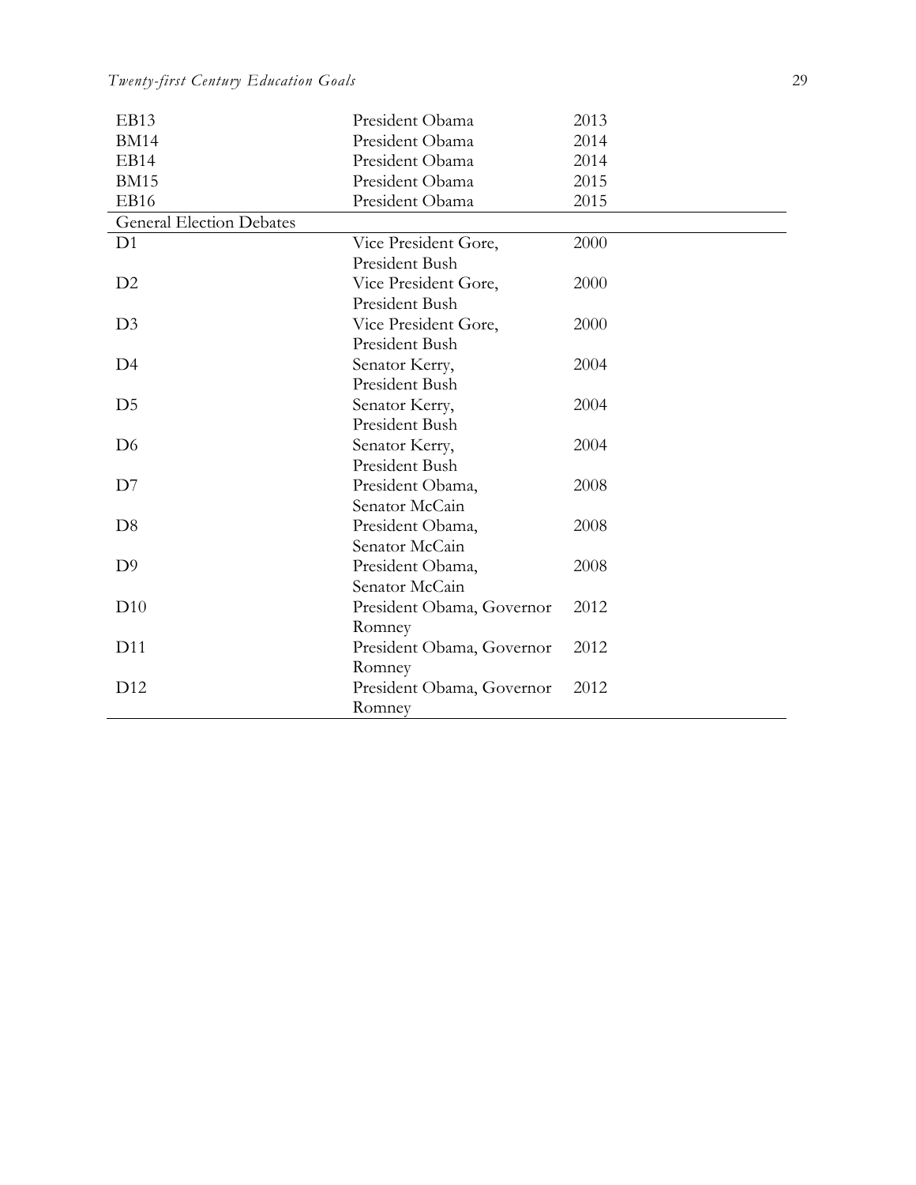| | | |
|---|---|---|
| EB13 | President Obama | 2013 |
| BM14 | President Obama | 2014 |
| EB14 | President Obama | 2014 |
| BM15 | President Obama | 2015 |
| EB16 | President Obama | 2015 |
| General Election Debates | | |
| D1 | Vice President Gore, President Bush | 2000 |
| D2 | Vice President Gore, President Bush | 2000 |
| D3 | Vice President Gore, President Bush | 2000 |
| D4 | Senator Kerry, President Bush | 2004 |
| D5 | Senator Kerry, President Bush | 2004 |
| D6 | Senator Kerry, President Bush | 2004 |
| D7 | President Obama, Senator McCain | 2008 |
| D8 | President Obama, Senator McCain | 2008 |
| D9 | President Obama, Senator McCain | 2008 |
| D10 | President Obama, Governor Romney | 2012 |
| D11 | President Obama, Governor Romney | 2012 |
| D12 | President Obama, Governor Romney | 2012 |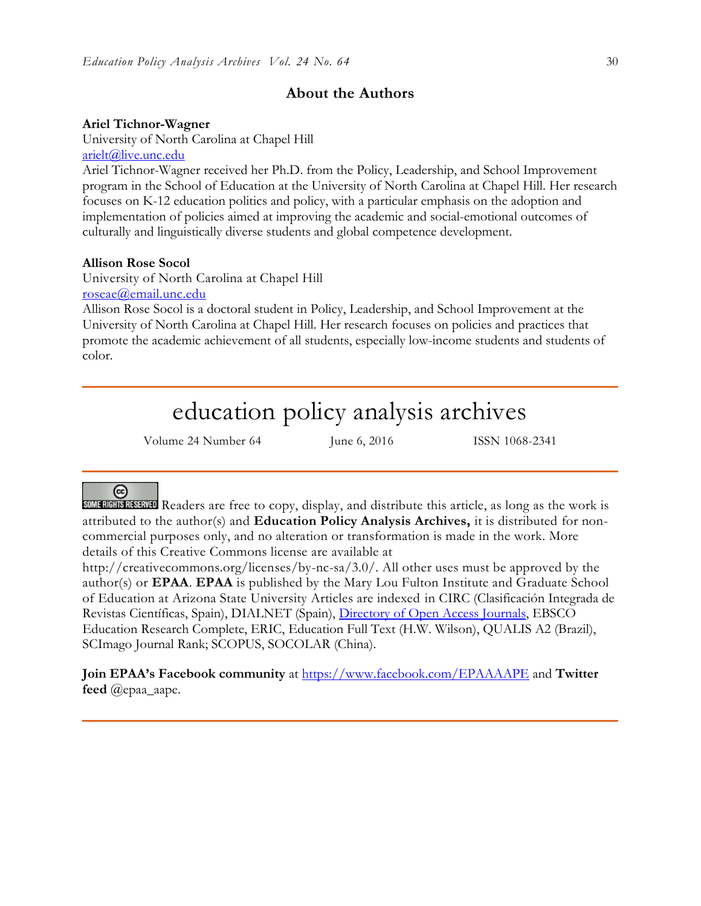## About the Authors

**Ariel Tichnor-Wagner**
University of North Carolina at Chapel Hill
arielt@live.unc.edu
Ariel Tichnor-Wagner received her Ph.D. from the Policy, Leadership, and School Improvement program in the School of Education at the University of North Carolina at Chapel Hill. Her research focuses on K-12 education politics and policy, with a particular emphasis on the adoption and implementation of policies aimed at improving the academic and social-emotional outcomes of culturally and linguistically diverse students and global competence development.

**Allison Rose Socol**
University of North Carolina at Chapel Hill
roseae@email.unc.edu
Allison Rose Socol is a doctoral student in Policy, Leadership, and School Improvement at the University of North Carolina at Chapel Hill. Her research focuses on policies and practices that promote the academic achievement of all students, especially low-income students and students of color.

---

# education policy analysis archives

Volume 24 Number 64 June 6, 2016 ISSN 1068-2341

---

SOME RIGHTS RESERVED Readers are free to copy, display, and distribute this article, as long as the work is attributed to the author(s) and **Education Policy Analysis Archives,** it is distributed for non-commercial purposes only, and no alteration or transformation is made in the work. More details of this Creative Commons license are available at http://creativecommons.org/licenses/by-nc-sa/3.0/. All other uses must be approved by the author(s) or **EPAA**. **EPAA** is published by the Mary Lou Fulton Institute and Graduate School of Education at Arizona State University Articles are indexed in CIRC (Clasificación Integrada de Revistas Científicas, Spain), DIALNET (Spain), Directory of Open Access Journals, EBSCO Education Research Complete, ERIC, Education Full Text (H.W. Wilson), QUALIS A2 (Brazil), SCImago Journal Rank; SCOPUS, SOCOLAR (China).

**Join EPAA's Facebook community** at https://www.facebook.com/EPAAAAPE and **Twitter feed** @epaa_aape.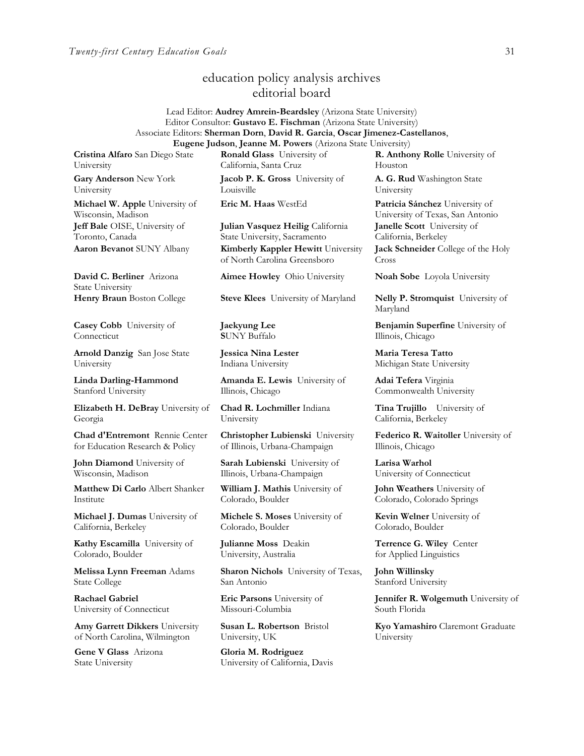## education policy analysis archives
## editorial board

Lead Editor: **Audrey Amrein-Beardsley** (Arizona State University)
Editor Consultor: **Gustavo E. Fischman** (Arizona State University)
Associate Editors: **Sherman Dorn**, **David R. Garcia**, **Oscar Jimenez-Castellanos**, **Eugene Judson**, **Jeanne M. Powers** (Arizona State University)

**Cristina Alfaro** San Diego State University

**Gary Anderson** New York University

**Michael W. Apple** University of Wisconsin, Madison

**Jeff Bale** OISE, University of Toronto, Canada

**Aaron Bevanot** SUNY Albany

**David C. Berliner** Arizona State University

**Henry Braun** Boston College

**Casey Cobb** University of Connecticut

**Arnold Danzig** San Jose State University

**Linda Darling-Hammond** Stanford University

**Elizabeth H. DeBray** University of Georgia

**Chad d'Entremont** Rennie Center for Education Research & Policy

**John Diamond** University of Wisconsin, Madison

**Matthew Di Carlo** Albert Shanker Institute

**Michael J. Dumas** University of California, Berkeley

**Kathy Escamilla** University of Colorado, Boulder

**Melissa Lynn Freeman** Adams State College

**Rachael Gabriel** University of Connecticut

**Amy Garrett Dikkers** University of North Carolina, Wilmington

**Gene V Glass** Arizona State University

**Ronald Glass** University of California, Santa Cruz

**Jacob P. K. Gross** University of Louisville

**Eric M. Haas** WestEd

**Julian Vasquez Heilig** California State University, Sacramento

**Kimberly Kappler Hewitt** University of North Carolina Greensboro

**Aimee Howley** Ohio University

**Steve Klees** University of Maryland

**Jaekyung Lee** **S**UNY Buffalo

**Jessica Nina Lester** Indiana University

**Amanda E. Lewis** University of Illinois, Chicago

**Chad R. Lochmiller** Indiana University

**Christopher Lubienski** University of Illinois, Urbana-Champaign

**Sarah Lubienski** University of Illinois, Urbana-Champaign

**William J. Mathis** University of Colorado, Boulder

**Michele S. Moses** University of Colorado, Boulder

**Julianne Moss** Deakin University, Australia

**Sharon Nichols** University of Texas, San Antonio

**Eric Parsons** University of Missouri-Columbia

**Susan L. Robertson** Bristol University, UK

**Gloria M. Rodriguez** University of California, Davis

**R. Anthony Rolle** University of Houston

**A. G. Rud** Washington State University

**Patricia Sánchez** University of University of Texas, San Antonio

**Janelle Scott** University of California, Berkeley

**Jack Schneider** College of the Holy Cross

**Noah Sobe** Loyola University

**Nelly P. Stromquist** University of Maryland

**Benjamin Superfine** University of Illinois, Chicago

**Maria Teresa Tatto** Michigan State University

**Adai Tefera** Virginia Commonwealth University

**Tina Trujillo** University of California, Berkeley

**Federico R. Waitoller** University of Illinois, Chicago

**Larisa Warhol** University of Connecticut

**John Weathers** University of Colorado, Colorado Springs

**Kevin Welner** University of Colorado, Boulder

**Terrence G. Wiley** Center for Applied Linguistics

**John Willinsky** Stanford University

**Jennifer R. Wolgemuth** University of South Florida

**Kyo Yamashiro** Claremont Graduate University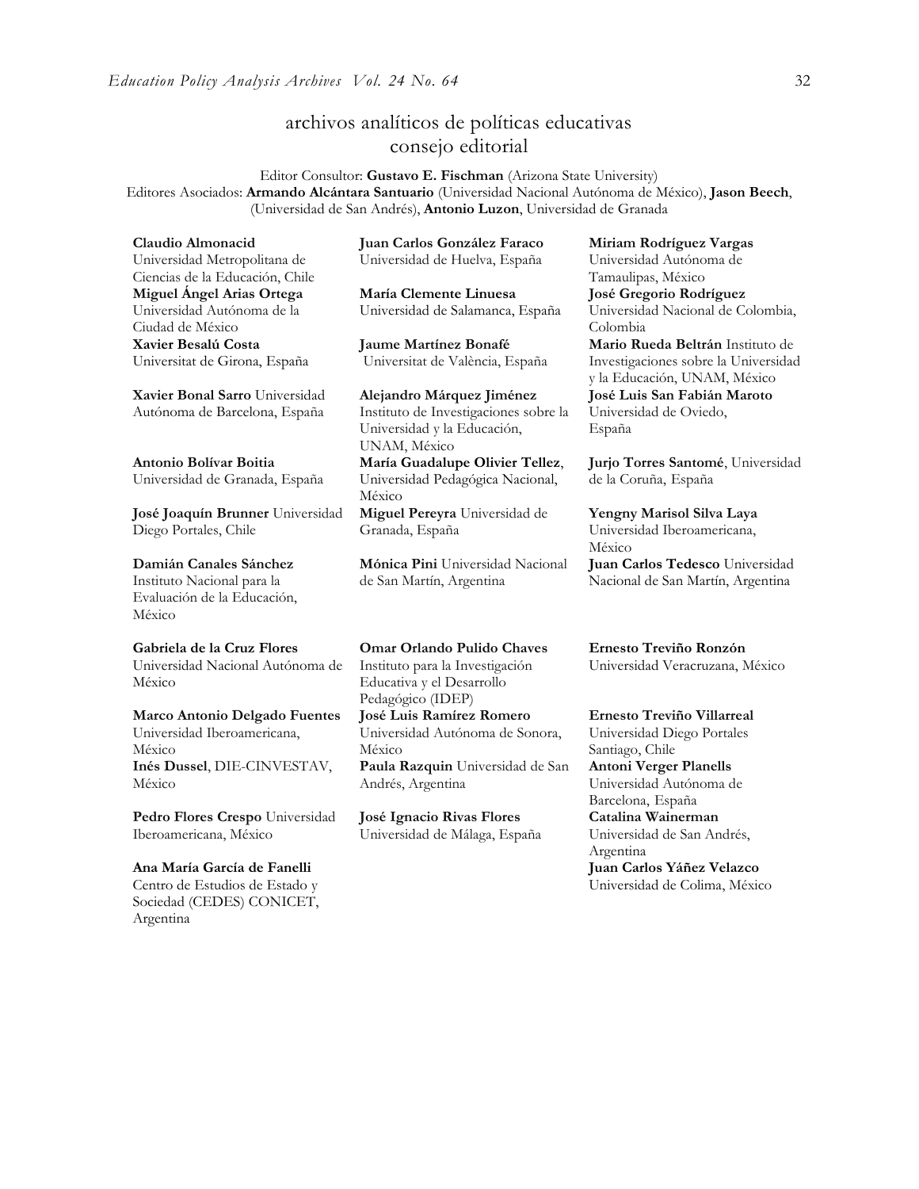# archivos analíticos de políticas educativas
## consejo editorial

Editor Consultor: **Gustavo E. Fischman** (Arizona State University)
Editores Asociados: **Armando Alcántara Santuario** (Universidad Nacional Autónoma de México), **Jason Beech**, (Universidad de San Andrés), **Antonio Luzon**, Universidad de Granada

**Claudio Almonacid** Universidad Metropolitana de Ciencias de la Educación, Chile

**Miguel Ángel Arias Ortega** Universidad Autónoma de la Ciudad de México

**Xavier Besalú Costa** Universitat de Girona, España

**Xavier Bonal Sarro** Universidad Autónoma de Barcelona, España

**Antonio Bolívar Boitia** Universidad de Granada, España

**José Joaquín Brunner** Universidad Diego Portales, Chile

**Damián Canales Sánchez** Instituto Nacional para la Evaluación de la Educación, México

**Gabriela de la Cruz Flores** Universidad Nacional Autónoma de México

**Marco Antonio Delgado Fuentes** Universidad Iberoamericana, México

**Inés Dussel**, DIE-CINVESTAV, México

**Pedro Flores Crespo** Universidad Iberoamericana, México

**Ana María García de Fanelli** Centro de Estudios de Estado y Sociedad (CEDES) CONICET, Argentina

**Juan Carlos González Faraco** Universidad de Huelva, España

**María Clemente Linuesa** Universidad de Salamanca, España

**Jaume Martínez Bonafé** Universitat de València, España

**Alejandro Márquez Jiménez** Instituto de Investigaciones sobre la Universidad y la Educación, UNAM, México

**María Guadalupe Olivier Tellez**, Universidad Pedagógica Nacional, México

**Miguel Pereyra** Universidad de Granada, España

**Mónica Pini** Universidad Nacional de San Martín, Argentina

**Omar Orlando Pulido Chaves** Instituto para la Investigación Educativa y el Desarrollo Pedagógico (IDEP)

**José Luis Ramírez Romero** Universidad Autónoma de Sonora, México

**Paula Razquin** Universidad de San Andrés, Argentina

**José Ignacio Rivas Flores** Universidad de Málaga, España

**Miriam Rodríguez Vargas** Universidad Autónoma de Tamaulipas, México

**José Gregorio Rodríguez** Universidad Nacional de Colombia, Colombia

**Mario Rueda Beltrán** Instituto de Investigaciones sobre la Universidad y la Educación, UNAM, México

**José Luis San Fabián Maroto** Universidad de Oviedo, España

**Jurjo Torres Santomé**, Universidad de la Coruña, España

**Yengny Marisol Silva Laya** Universidad Iberoamericana, México

**Juan Carlos Tedesco** Universidad Nacional de San Martín, Argentina

**Ernesto Treviño Ronzón** Universidad Veracruzana, México

**Ernesto Treviño Villarreal** Universidad Diego Portales Santiago, Chile

**Antoni Verger Planells** Universidad Autónoma de Barcelona, España

**Catalina Wainerman** Universidad de San Andrés, Argentina

**Juan Carlos Yáñez Velazco** Universidad de Colima, México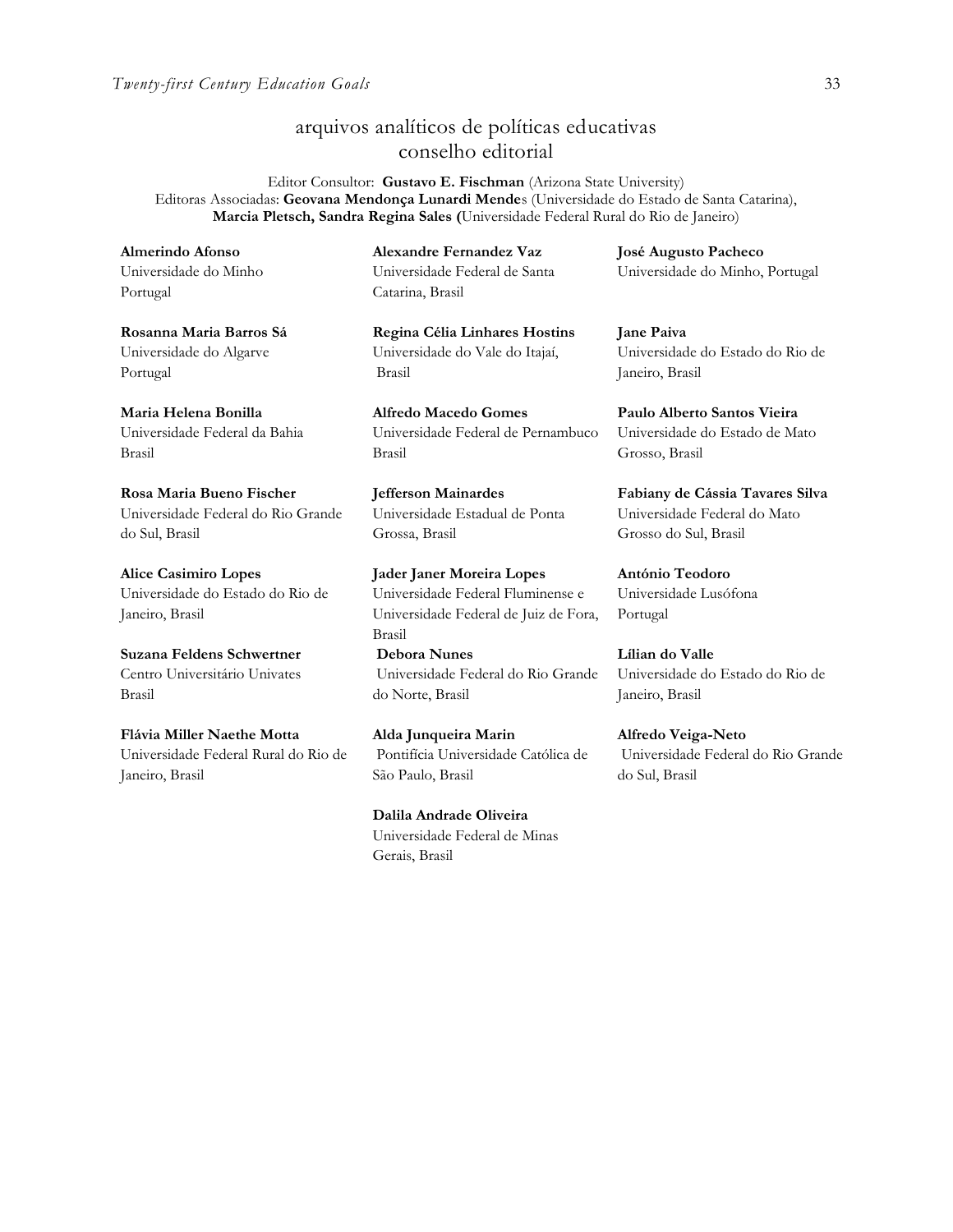## arquivos analíticos de políticas educativas conselho editorial

Editor Consultor: **Gustavo E. Fischman** (Arizona State University)
Editoras Associadas: **Geovana Mendonça Lunardi Mende**s (Universidade do Estado de Santa Catarina), **Marcia Pletsch, Sandra Regina Sales (**Universidade Federal Rural do Rio de Janeiro)

**Almerindo Afonso**
Universidade do Minho
Portugal

**Rosanna Maria Barros Sá**
Universidade do Algarve
Portugal

**Maria Helena Bonilla**
Universidade Federal da Bahia
Brasil

**Rosa Maria Bueno Fischer**
Universidade Federal do Rio Grande do Sul, Brasil

**Alice Casimiro Lopes**
Universidade do Estado do Rio de Janeiro, Brasil

**Suzana Feldens Schwertner**
Centro Universitário Univates
Brasil

**Flávia Miller Naethe Motta**
Universidade Federal Rural do Rio de Janeiro, Brasil

**Alexandre Fernandez Vaz**
Universidade Federal de Santa Catarina, Brasil

**Regina Célia Linhares Hostins**
Universidade do Vale do Itajaí, Brasil

**Alfredo Macedo Gomes**
Universidade Federal de Pernambuco
Brasil

**Jefferson Mainardes**
Universidade Estadual de Ponta Grossa, Brasil

**Jader Janer Moreira Lopes**
Universidade Federal Fluminense e Universidade Federal de Juiz de Fora, Brasil

**Debora Nunes**
Universidade Federal do Rio Grande do Norte, Brasil

**Alda Junqueira Marin**
Pontifícia Universidade Católica de São Paulo, Brasil

**Dalila Andrade Oliveira**
Universidade Federal de Minas Gerais, Brasil

**José Augusto Pacheco**
Universidade do Minho, Portugal

**Jane Paiva**
Universidade do Estado do Rio de Janeiro, Brasil

**Paulo Alberto Santos Vieira**
Universidade do Estado de Mato Grosso, Brasil

**Fabiany de Cássia Tavares Silva**
Universidade Federal do Mato Grosso do Sul, Brasil

**António Teodoro**
Universidade Lusófona
Portugal

**Lílian do Valle**
Universidade do Estado do Rio de Janeiro, Brasil

**Alfredo Veiga-Neto**
Universidade Federal do Rio Grande do Sul, Brasil